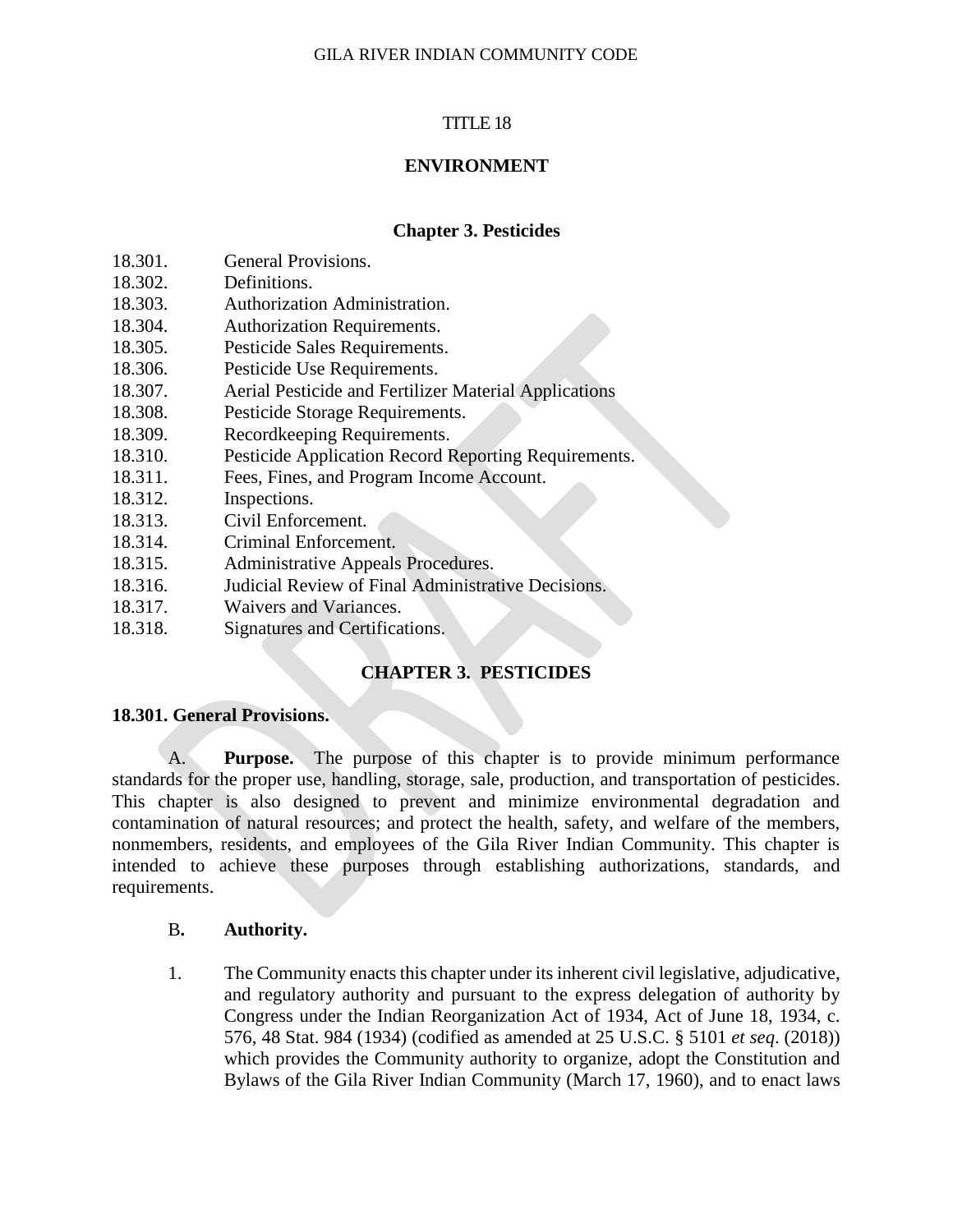GILA RIVER INDIAN COMMUNITY CODE

# TITLE 18

# ENVIRONMENT

## Chapter 3. Pesticides

18.301. General Provisions.
18.302. Definitions.
18.303. Authorization Administration.
18.304. Authorization Requirements.
18.305. Pesticide Sales Requirements.
18.306. Pesticide Use Requirements.
18.307. Aerial Pesticide and Fertilizer Material Applications
18.308. Pesticide Storage Requirements.
18.309. Recordkeeping Requirements.
18.310. Pesticide Application Record Reporting Requirements.
18.311. Fees, Fines, and Program Income Account.
18.312. Inspections.
18.313. Civil Enforcement.
18.314. Criminal Enforcement.
18.315. Administrative Appeals Procedures.
18.316. Judicial Review of Final Administrative Decisions.
18.317. Waivers and Variances.
18.318. Signatures and Certifications.

## CHAPTER 3. PESTICIDES

### 18.301. General Provisions.

A. **Purpose.** The purpose of this chapter is to provide minimum performance standards for the proper use, handling, storage, sale, production, and transportation of pesticides. This chapter is also designed to prevent and minimize environmental degradation and contamination of natural resources; and protect the health, safety, and welfare of the members, nonmembers, residents, and employees of the Gila River Indian Community. This chapter is intended to achieve these purposes through establishing authorizations, standards, and requirements.

B. **Authority.**

1. The Community enacts this chapter under its inherent civil legislative, adjudicative, and regulatory authority and pursuant to the express delegation of authority by Congress under the Indian Reorganization Act of 1934, Act of June 18, 1934, c. 576, 48 Stat. 984 (1934) (codified as amended at 25 U.S.C. § 5101 *et seq.* (2018)) which provides the Community authority to organize, adopt the Constitution and Bylaws of the Gila River Indian Community (March 17, 1960), and to enact laws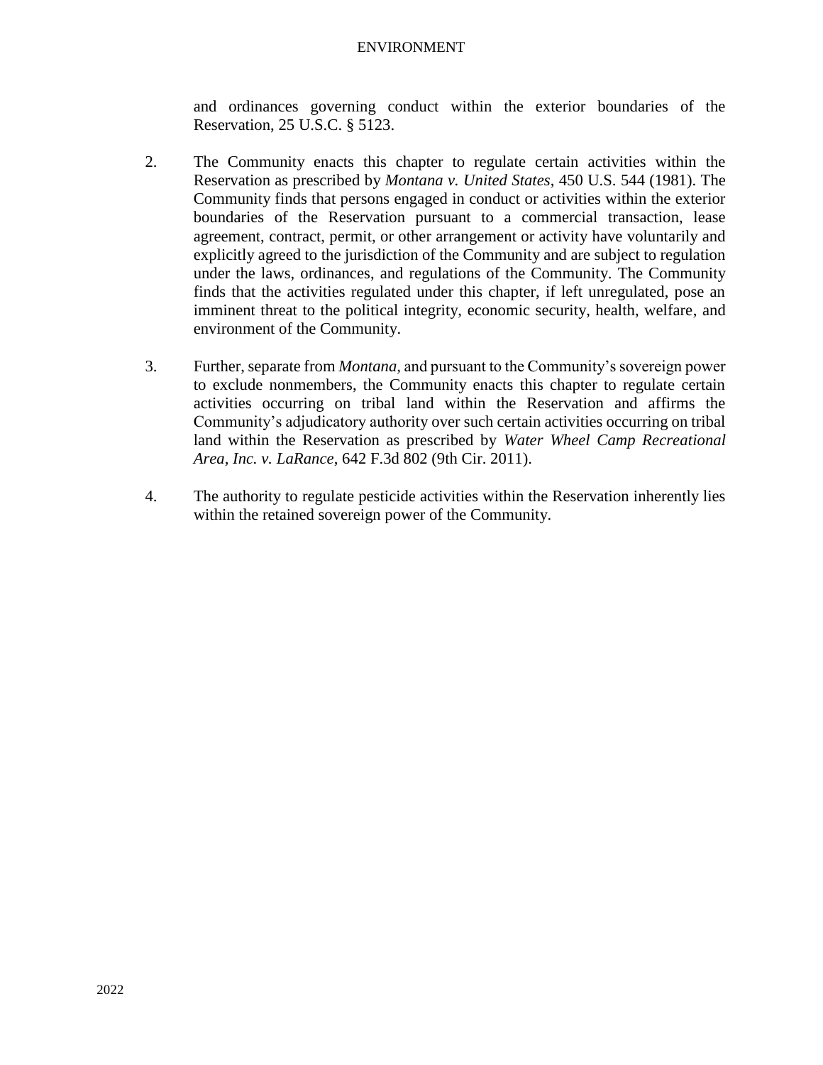and ordinances governing conduct within the exterior boundaries of the Reservation, 25 U.S.C. § 5123.

2. The Community enacts this chapter to regulate certain activities within the Reservation as prescribed by *Montana v. United States*, 450 U.S. 544 (1981). The Community finds that persons engaged in conduct or activities within the exterior boundaries of the Reservation pursuant to a commercial transaction, lease agreement, contract, permit, or other arrangement or activity have voluntarily and explicitly agreed to the jurisdiction of the Community and are subject to regulation under the laws, ordinances, and regulations of the Community. The Community finds that the activities regulated under this chapter, if left unregulated, pose an imminent threat to the political integrity, economic security, health, welfare, and environment of the Community.

3. Further, separate from *Montana*, and pursuant to the Community's sovereign power to exclude nonmembers, the Community enacts this chapter to regulate certain activities occurring on tribal land within the Reservation and affirms the Community's adjudicatory authority over such certain activities occurring on tribal land within the Reservation as prescribed by *Water Wheel Camp Recreational Area, Inc. v. LaRance*, 642 F.3d 802 (9th Cir. 2011).

4. The authority to regulate pesticide activities within the Reservation inherently lies within the retained sovereign power of the Community.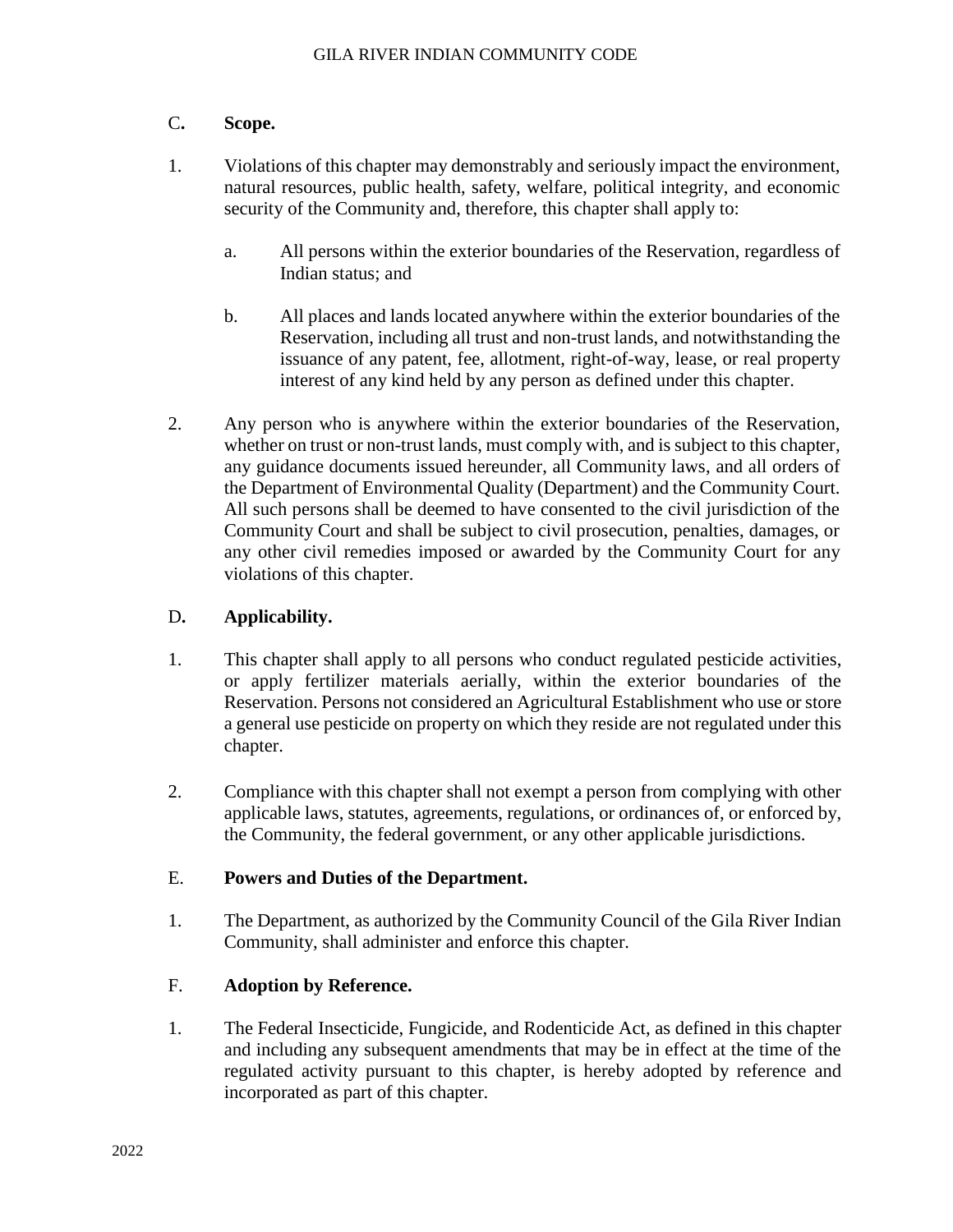## C. Scope.

1. Violations of this chapter may demonstrably and seriously impact the environment, natural resources, public health, safety, welfare, political integrity, and economic security of the Community and, therefore, this chapter shall apply to:

   a. All persons within the exterior boundaries of the Reservation, regardless of Indian status; and

   b. All places and lands located anywhere within the exterior boundaries of the Reservation, including all trust and non-trust lands, and notwithstanding the issuance of any patent, fee, allotment, right-of-way, lease, or real property interest of any kind held by any person as defined under this chapter.

2. Any person who is anywhere within the exterior boundaries of the Reservation, whether on trust or non-trust lands, must comply with, and is subject to this chapter, any guidance documents issued hereunder, all Community laws, and all orders of the Department of Environmental Quality (Department) and the Community Court. All such persons shall be deemed to have consented to the civil jurisdiction of the Community Court and shall be subject to civil prosecution, penalties, damages, or any other civil remedies imposed or awarded by the Community Court for any violations of this chapter.

## D. Applicability.

1. This chapter shall apply to all persons who conduct regulated pesticide activities, or apply fertilizer materials aerially, within the exterior boundaries of the Reservation. Persons not considered an Agricultural Establishment who use or store a general use pesticide on property on which they reside are not regulated under this chapter.

2. Compliance with this chapter shall not exempt a person from complying with other applicable laws, statutes, agreements, regulations, or ordinances of, or enforced by, the Community, the federal government, or any other applicable jurisdictions.

## E. Powers and Duties of the Department.

1. The Department, as authorized by the Community Council of the Gila River Indian Community, shall administer and enforce this chapter.

## F. Adoption by Reference.

1. The Federal Insecticide, Fungicide, and Rodenticide Act, as defined in this chapter and including any subsequent amendments that may be in effect at the time of the regulated activity pursuant to this chapter, is hereby adopted by reference and incorporated as part of this chapter.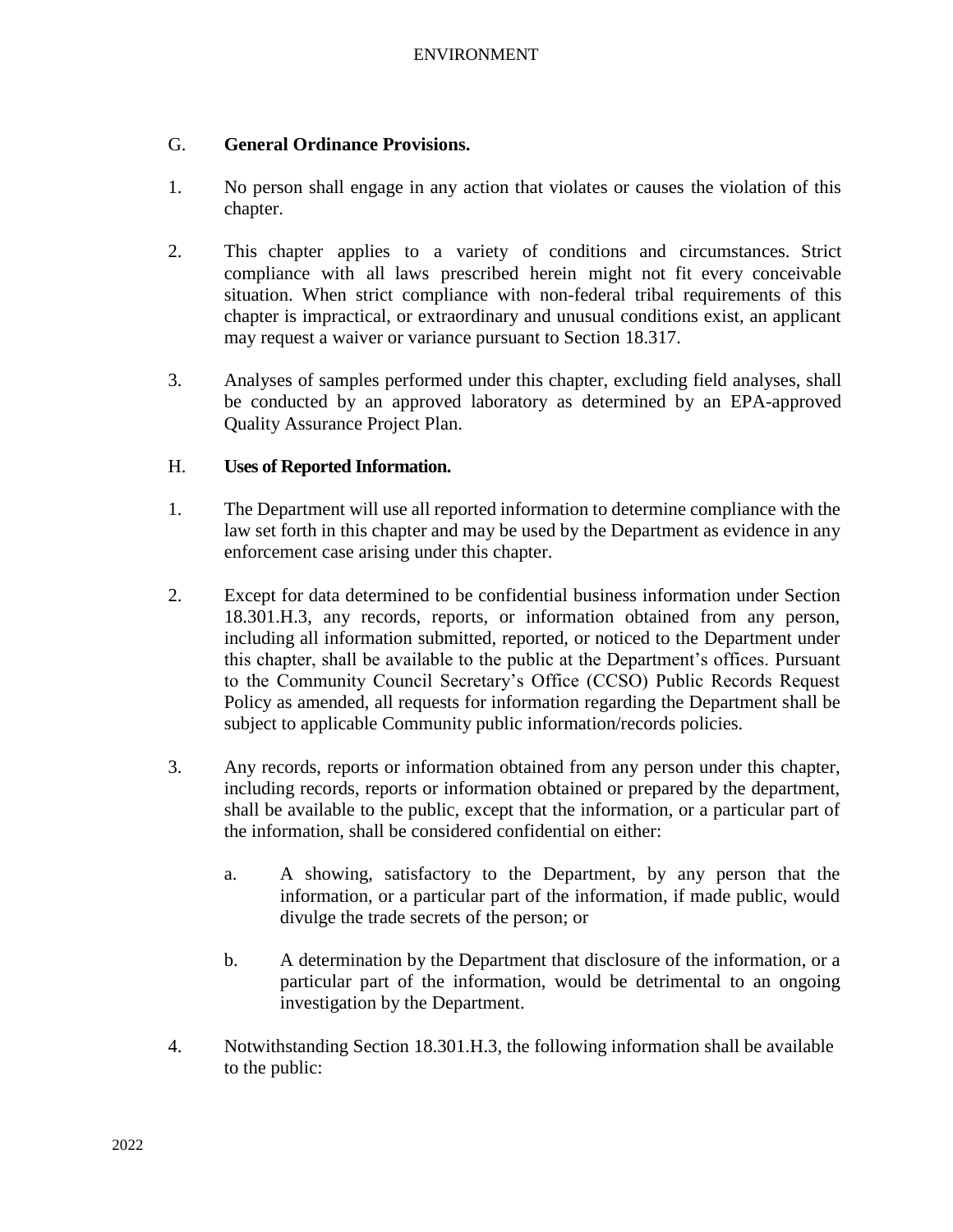G. **General Ordinance Provisions.**

1. No person shall engage in any action that violates or causes the violation of this chapter.

2. This chapter applies to a variety of conditions and circumstances. Strict compliance with all laws prescribed herein might not fit every conceivable situation. When strict compliance with non-federal tribal requirements of this chapter is impractical, or extraordinary and unusual conditions exist, an applicant may request a waiver or variance pursuant to Section 18.317.

3. Analyses of samples performed under this chapter, excluding field analyses, shall be conducted by an approved laboratory as determined by an EPA-approved Quality Assurance Project Plan.

H. **Uses of Reported Information.**

1. The Department will use all reported information to determine compliance with the law set forth in this chapter and may be used by the Department as evidence in any enforcement case arising under this chapter.

2. Except for data determined to be confidential business information under Section 18.301.H.3, any records, reports, or information obtained from any person, including all information submitted, reported, or noticed to the Department under this chapter, shall be available to the public at the Department's offices. Pursuant to the Community Council Secretary's Office (CCSO) Public Records Request Policy as amended, all requests for information regarding the Department shall be subject to applicable Community public information/records policies.

3. Any records, reports or information obtained from any person under this chapter, including records, reports or information obtained or prepared by the department, shall be available to the public, except that the information, or a particular part of the information, shall be considered confidential on either:

   a. A showing, satisfactory to the Department, by any person that the information, or a particular part of the information, if made public, would divulge the trade secrets of the person; or

   b. A determination by the Department that disclosure of the information, or a particular part of the information, would be detrimental to an ongoing investigation by the Department.

4. Notwithstanding Section 18.301.H.3, the following information shall be available to the public: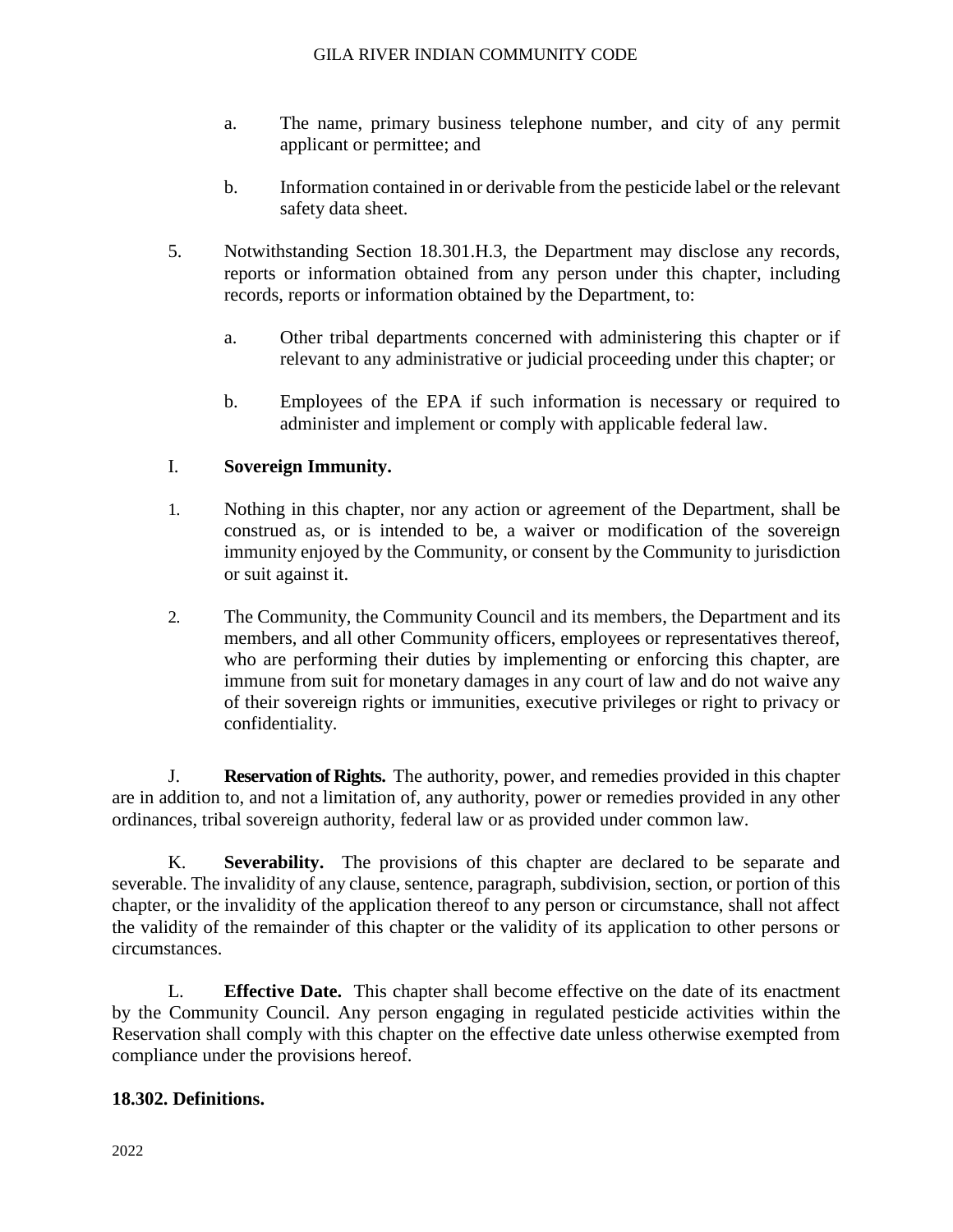a. The name, primary business telephone number, and city of any permit applicant or permittee; and

b. Information contained in or derivable from the pesticide label or the relevant safety data sheet.

5. Notwithstanding Section 18.301.H.3, the Department may disclose any records, reports or information obtained from any person under this chapter, including records, reports or information obtained by the Department, to:

a. Other tribal departments concerned with administering this chapter or if relevant to any administrative or judicial proceeding under this chapter; or

b. Employees of the EPA if such information is necessary or required to administer and implement or comply with applicable federal law.

I. **Sovereign Immunity.**

1. Nothing in this chapter, nor any action or agreement of the Department, shall be construed as, or is intended to be, a waiver or modification of the sovereign immunity enjoyed by the Community, or consent by the Community to jurisdiction or suit against it.

2. The Community, the Community Council and its members, the Department and its members, and all other Community officers, employees or representatives thereof, who are performing their duties by implementing or enforcing this chapter, are immune from suit for monetary damages in any court of law and do not waive any of their sovereign rights or immunities, executive privileges or right to privacy or confidentiality.

J. **Reservation of Rights.** The authority, power, and remedies provided in this chapter are in addition to, and not a limitation of, any authority, power or remedies provided in any other ordinances, tribal sovereign authority, federal law or as provided under common law.

K. **Severability.** The provisions of this chapter are declared to be separate and severable. The invalidity of any clause, sentence, paragraph, subdivision, section, or portion of this chapter, or the invalidity of the application thereof to any person or circumstance, shall not affect the validity of the remainder of this chapter or the validity of its application to other persons or circumstances.

L. **Effective Date.** This chapter shall become effective on the date of its enactment by the Community Council. Any person engaging in regulated pesticide activities within the Reservation shall comply with this chapter on the effective date unless otherwise exempted from compliance under the provisions hereof.

**18.302. Definitions.**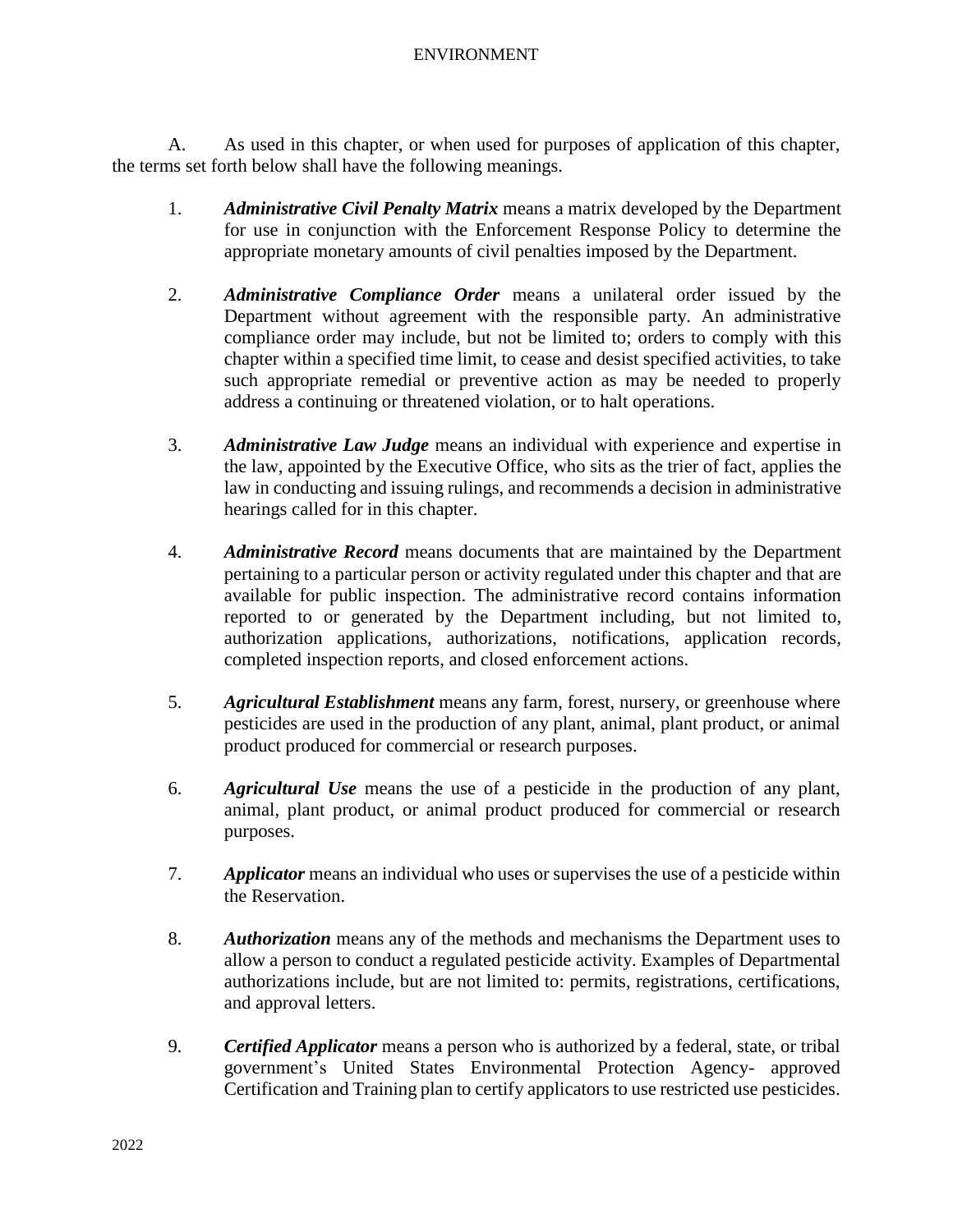A. As used in this chapter, or when used for purposes of application of this chapter, the terms set forth below shall have the following meanings.

1. ***Administrative Civil Penalty Matrix*** means a matrix developed by the Department for use in conjunction with the Enforcement Response Policy to determine the appropriate monetary amounts of civil penalties imposed by the Department.

2. ***Administrative Compliance Order*** means a unilateral order issued by the Department without agreement with the responsible party. An administrative compliance order may include, but not be limited to; orders to comply with this chapter within a specified time limit, to cease and desist specified activities, to take such appropriate remedial or preventive action as may be needed to properly address a continuing or threatened violation, or to halt operations.

3. ***Administrative Law Judge*** means an individual with experience and expertise in the law, appointed by the Executive Office, who sits as the trier of fact, applies the law in conducting and issuing rulings, and recommends a decision in administrative hearings called for in this chapter.

4. ***Administrative Record*** means documents that are maintained by the Department pertaining to a particular person or activity regulated under this chapter and that are available for public inspection. The administrative record contains information reported to or generated by the Department including, but not limited to, authorization applications, authorizations, notifications, application records, completed inspection reports, and closed enforcement actions.

5. ***Agricultural Establishment*** means any farm, forest, nursery, or greenhouse where pesticides are used in the production of any plant, animal, plant product, or animal product produced for commercial or research purposes.

6. ***Agricultural Use*** means the use of a pesticide in the production of any plant, animal, plant product, or animal product produced for commercial or research purposes.

7. ***Applicator*** means an individual who uses or supervises the use of a pesticide within the Reservation.

8. ***Authorization*** means any of the methods and mechanisms the Department uses to allow a person to conduct a regulated pesticide activity. Examples of Departmental authorizations include, but are not limited to: permits, registrations, certifications, and approval letters.

9. ***Certified Applicator*** means a person who is authorized by a federal, state, or tribal government's United States Environmental Protection Agency- approved Certification and Training plan to certify applicators to use restricted use pesticides.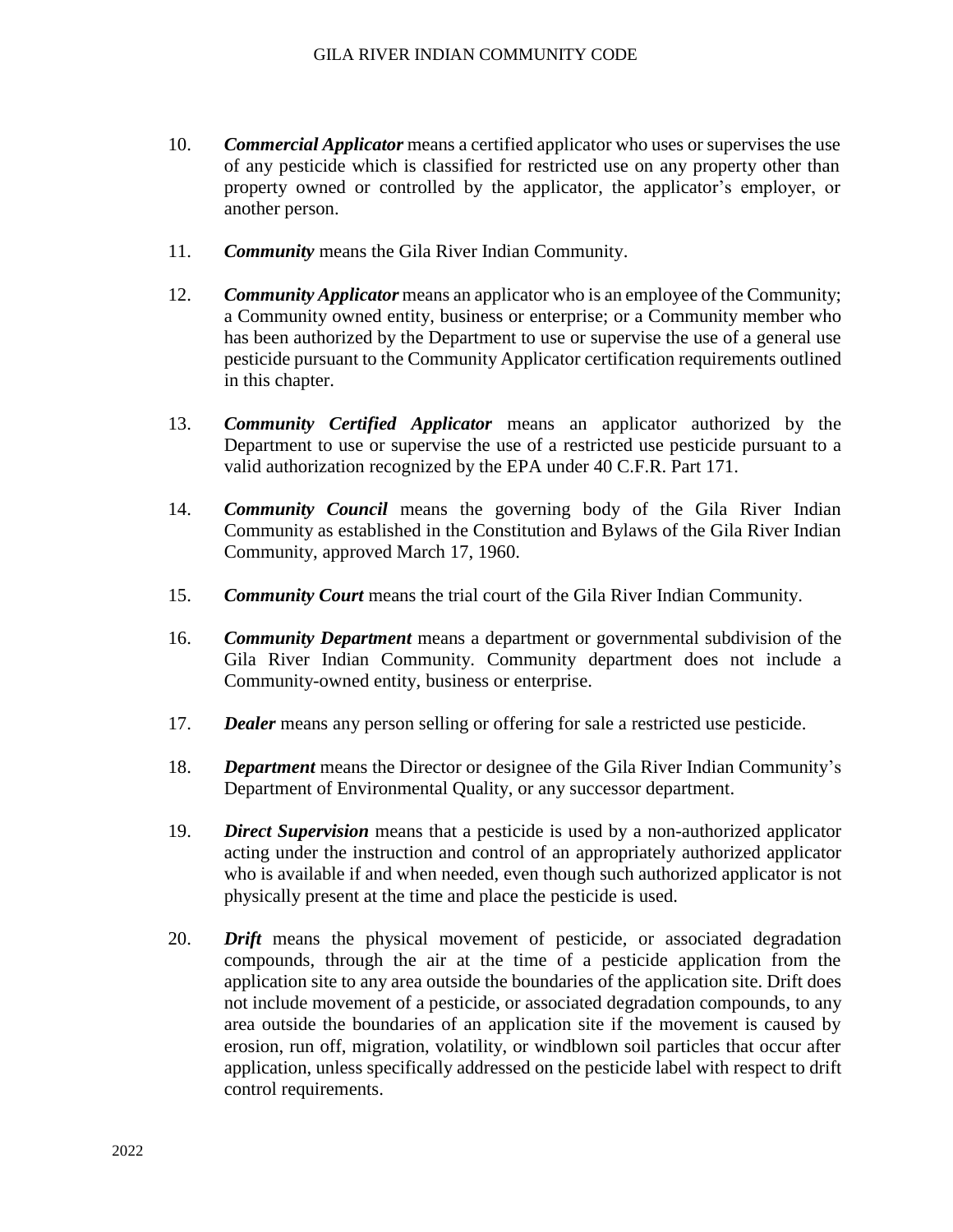10. ***Commercial Applicator*** means a certified applicator who uses or supervises the use of any pesticide which is classified for restricted use on any property other than property owned or controlled by the applicator, the applicator's employer, or another person.

11. ***Community*** means the Gila River Indian Community.

12. ***Community Applicator*** means an applicator who is an employee of the Community; a Community owned entity, business or enterprise; or a Community member who has been authorized by the Department to use or supervise the use of a general use pesticide pursuant to the Community Applicator certification requirements outlined in this chapter.

13. ***Community Certified Applicator*** means an applicator authorized by the Department to use or supervise the use of a restricted use pesticide pursuant to a valid authorization recognized by the EPA under 40 C.F.R. Part 171.

14. ***Community Council*** means the governing body of the Gila River Indian Community as established in the Constitution and Bylaws of the Gila River Indian Community, approved March 17, 1960.

15. ***Community Court*** means the trial court of the Gila River Indian Community.

16. ***Community Department*** means a department or governmental subdivision of the Gila River Indian Community. Community department does not include a Community-owned entity, business or enterprise.

17. ***Dealer*** means any person selling or offering for sale a restricted use pesticide.

18. ***Department*** means the Director or designee of the Gila River Indian Community's Department of Environmental Quality, or any successor department.

19. ***Direct Supervision*** means that a pesticide is used by a non-authorized applicator acting under the instruction and control of an appropriately authorized applicator who is available if and when needed, even though such authorized applicator is not physically present at the time and place the pesticide is used.

20. ***Drift*** means the physical movement of pesticide, or associated degradation compounds, through the air at the time of a pesticide application from the application site to any area outside the boundaries of the application site. Drift does not include movement of a pesticide, or associated degradation compounds, to any area outside the boundaries of an application site if the movement is caused by erosion, run off, migration, volatility, or windblown soil particles that occur after application, unless specifically addressed on the pesticide label with respect to drift control requirements.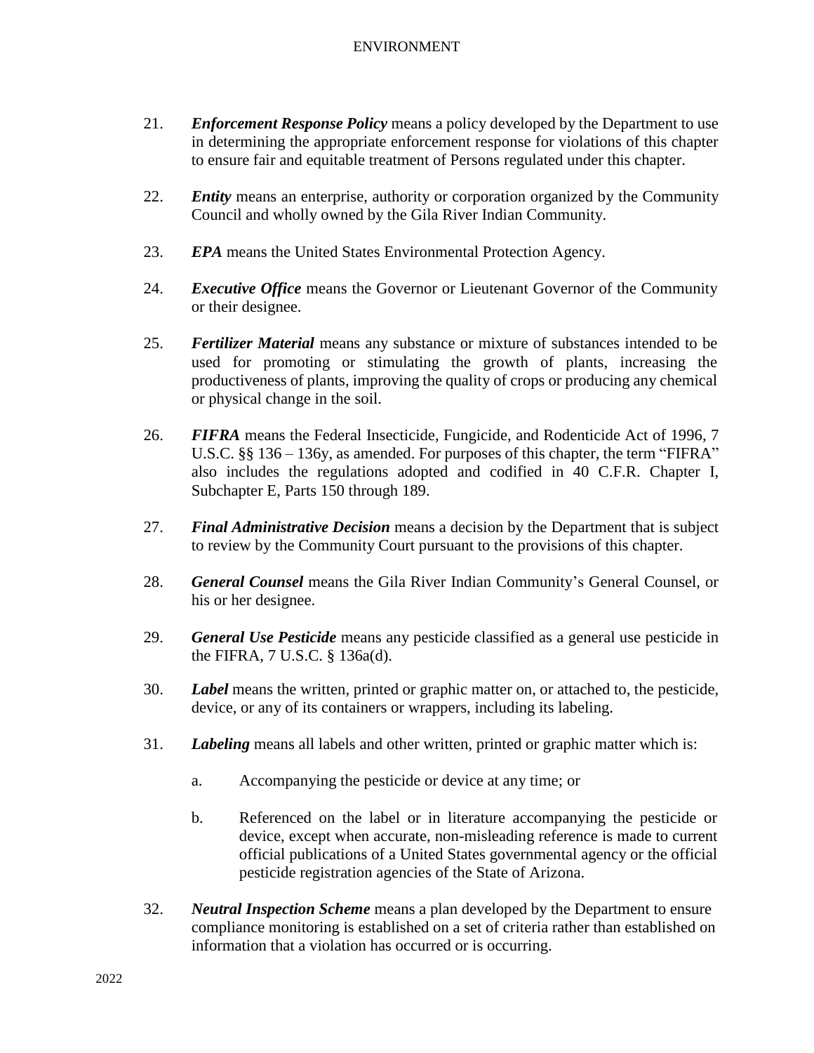21. ***Enforcement Response Policy*** means a policy developed by the Department to use in determining the appropriate enforcement response for violations of this chapter to ensure fair and equitable treatment of Persons regulated under this chapter.

22. ***Entity*** means an enterprise, authority or corporation organized by the Community Council and wholly owned by the Gila River Indian Community.

23. ***EPA*** means the United States Environmental Protection Agency.

24. ***Executive Office*** means the Governor or Lieutenant Governor of the Community or their designee.

25. ***Fertilizer Material*** means any substance or mixture of substances intended to be used for promoting or stimulating the growth of plants, increasing the productiveness of plants, improving the quality of crops or producing any chemical or physical change in the soil.

26. ***FIFRA*** means the Federal Insecticide, Fungicide, and Rodenticide Act of 1996, 7 U.S.C. §§ 136 – 136y, as amended. For purposes of this chapter, the term "FIFRA" also includes the regulations adopted and codified in 40 C.F.R. Chapter I, Subchapter E, Parts 150 through 189.

27. ***Final Administrative Decision*** means a decision by the Department that is subject to review by the Community Court pursuant to the provisions of this chapter.

28. ***General Counsel*** means the Gila River Indian Community's General Counsel, or his or her designee.

29. ***General Use Pesticide*** means any pesticide classified as a general use pesticide in the FIFRA, 7 U.S.C. § 136a(d).

30. ***Label*** means the written, printed or graphic matter on, or attached to, the pesticide, device, or any of its containers or wrappers, including its labeling.

31. ***Labeling*** means all labels and other written, printed or graphic matter which is:

    a. Accompanying the pesticide or device at any time; or

    b. Referenced on the label or in literature accompanying the pesticide or device, except when accurate, non-misleading reference is made to current official publications of a United States governmental agency or the official pesticide registration agencies of the State of Arizona.

32. ***Neutral Inspection Scheme*** means a plan developed by the Department to ensure compliance monitoring is established on a set of criteria rather than established on information that a violation has occurred or is occurring.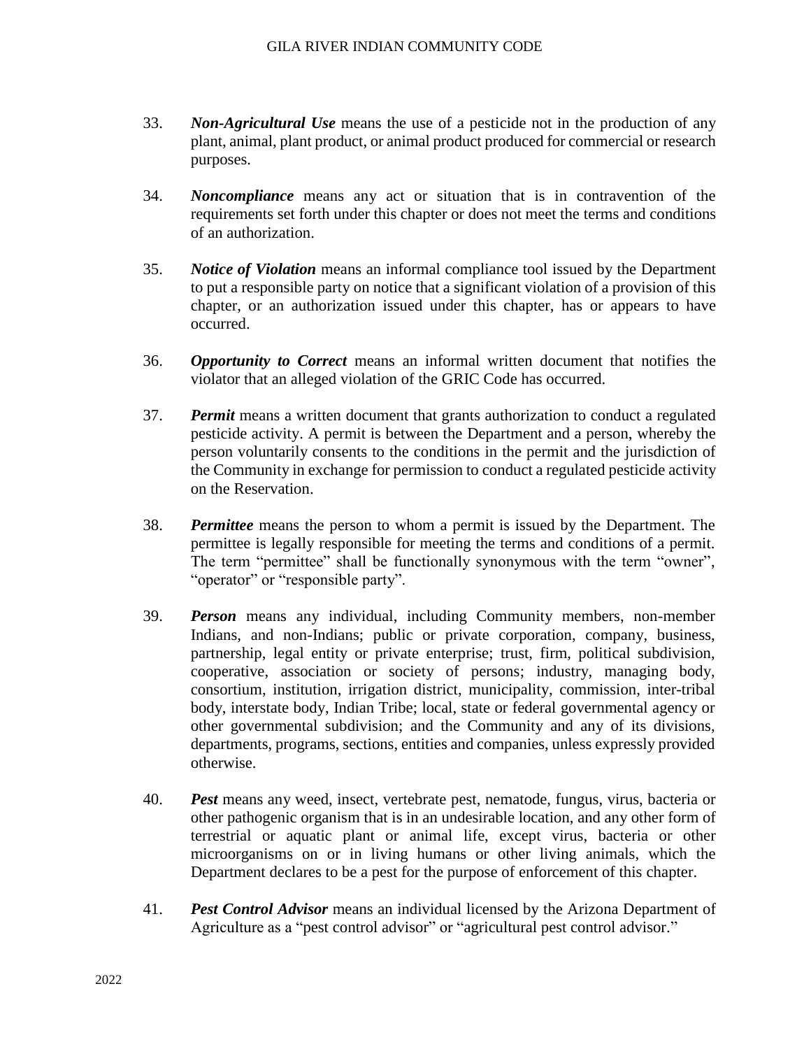33. ***Non-Agricultural Use*** means the use of a pesticide not in the production of any plant, animal, plant product, or animal product produced for commercial or research purposes.

34. ***Noncompliance*** means any act or situation that is in contravention of the requirements set forth under this chapter or does not meet the terms and conditions of an authorization.

35. ***Notice of Violation*** means an informal compliance tool issued by the Department to put a responsible party on notice that a significant violation of a provision of this chapter, or an authorization issued under this chapter, has or appears to have occurred.

36. ***Opportunity to Correct*** means an informal written document that notifies the violator that an alleged violation of the GRIC Code has occurred.

37. ***Permit*** means a written document that grants authorization to conduct a regulated pesticide activity. A permit is between the Department and a person, whereby the person voluntarily consents to the conditions in the permit and the jurisdiction of the Community in exchange for permission to conduct a regulated pesticide activity on the Reservation.

38. ***Permittee*** means the person to whom a permit is issued by the Department. The permittee is legally responsible for meeting the terms and conditions of a permit. The term "permittee" shall be functionally synonymous with the term "owner", "operator" or "responsible party".

39. ***Person*** means any individual, including Community members, non-member Indians, and non-Indians; public or private corporation, company, business, partnership, legal entity or private enterprise; trust, firm, political subdivision, cooperative, association or society of persons; industry, managing body, consortium, institution, irrigation district, municipality, commission, inter-tribal body, interstate body, Indian Tribe; local, state or federal governmental agency or other governmental subdivision; and the Community and any of its divisions, departments, programs, sections, entities and companies, unless expressly provided otherwise.

40. ***Pest*** means any weed, insect, vertebrate pest, nematode, fungus, virus, bacteria or other pathogenic organism that is in an undesirable location, and any other form of terrestrial or aquatic plant or animal life, except virus, bacteria or other microorganisms on or in living humans or other living animals, which the Department declares to be a pest for the purpose of enforcement of this chapter.

41. ***Pest Control Advisor*** means an individual licensed by the Arizona Department of Agriculture as a "pest control advisor" or "agricultural pest control advisor."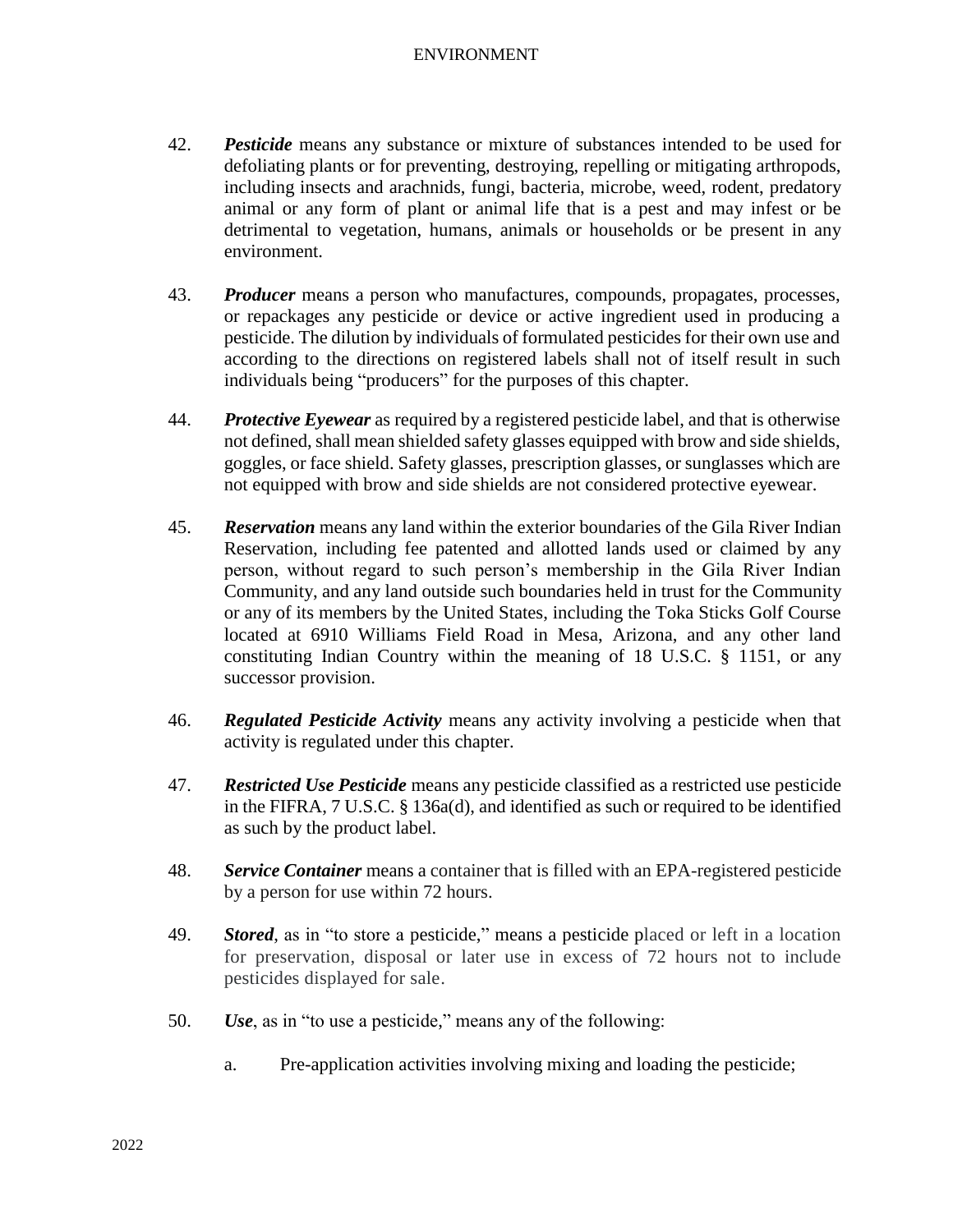42. ***Pesticide*** means any substance or mixture of substances intended to be used for defoliating plants or for preventing, destroying, repelling or mitigating arthropods, including insects and arachnids, fungi, bacteria, microbe, weed, rodent, predatory animal or any form of plant or animal life that is a pest and may infest or be detrimental to vegetation, humans, animals or households or be present in any environment.

43. ***Producer*** means a person who manufactures, compounds, propagates, processes, or repackages any pesticide or device or active ingredient used in producing a pesticide. The dilution by individuals of formulated pesticides for their own use and according to the directions on registered labels shall not of itself result in such individuals being "producers" for the purposes of this chapter.

44. ***Protective Eyewear*** as required by a registered pesticide label, and that is otherwise not defined, shall mean shielded safety glasses equipped with brow and side shields, goggles, or face shield. Safety glasses, prescription glasses, or sunglasses which are not equipped with brow and side shields are not considered protective eyewear.

45. ***Reservation*** means any land within the exterior boundaries of the Gila River Indian Reservation, including fee patented and allotted lands used or claimed by any person, without regard to such person's membership in the Gila River Indian Community, and any land outside such boundaries held in trust for the Community or any of its members by the United States, including the Toka Sticks Golf Course located at 6910 Williams Field Road in Mesa, Arizona, and any other land constituting Indian Country within the meaning of 18 U.S.C. § 1151, or any successor provision.

46. ***Regulated Pesticide Activity*** means any activity involving a pesticide when that activity is regulated under this chapter.

47. ***Restricted Use Pesticide*** means any pesticide classified as a restricted use pesticide in the FIFRA, 7 U.S.C. § 136a(d), and identified as such or required to be identified as such by the product label.

48. ***Service Container*** means a container that is filled with an EPA-registered pesticide by a person for use within 72 hours.

49. ***Stored***, as in "to store a pesticide," means a pesticide placed or left in a location for preservation, disposal or later use in excess of 72 hours not to include pesticides displayed for sale.

50. ***Use***, as in "to use a pesticide," means any of the following:

    a. Pre-application activities involving mixing and loading the pesticide;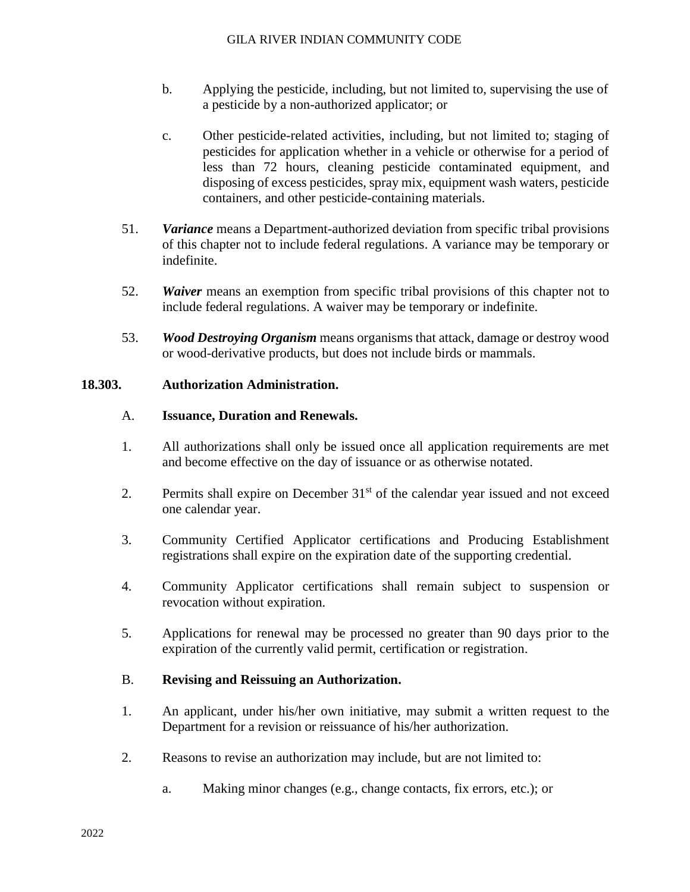b. Applying the pesticide, including, but not limited to, supervising the use of a pesticide by a non-authorized applicator; or

c. Other pesticide-related activities, including, but not limited to; staging of pesticides for application whether in a vehicle or otherwise for a period of less than 72 hours, cleaning pesticide contaminated equipment, and disposing of excess pesticides, spray mix, equipment wash waters, pesticide containers, and other pesticide-containing materials.

51. ***Variance*** means a Department-authorized deviation from specific tribal provisions of this chapter not to include federal regulations. A variance may be temporary or indefinite.

52. ***Waiver*** means an exemption from specific tribal provisions of this chapter not to include federal regulations. A waiver may be temporary or indefinite.

53. ***Wood Destroying Organism*** means organisms that attack, damage or destroy wood or wood-derivative products, but does not include birds or mammals.

**18.303. Authorization Administration.**

A. **Issuance, Duration and Renewals.**

1. All authorizations shall only be issued once all application requirements are met and become effective on the day of issuance or as otherwise notated.

2. Permits shall expire on December 31st of the calendar year issued and not exceed one calendar year.

3. Community Certified Applicator certifications and Producing Establishment registrations shall expire on the expiration date of the supporting credential.

4. Community Applicator certifications shall remain subject to suspension or revocation without expiration.

5. Applications for renewal may be processed no greater than 90 days prior to the expiration of the currently valid permit, certification or registration.

B. **Revising and Reissuing an Authorization.**

1. An applicant, under his/her own initiative, may submit a written request to the Department for a revision or reissuance of his/her authorization.

2. Reasons to revise an authorization may include, but are not limited to:

a. Making minor changes (e.g., change contacts, fix errors, etc.); or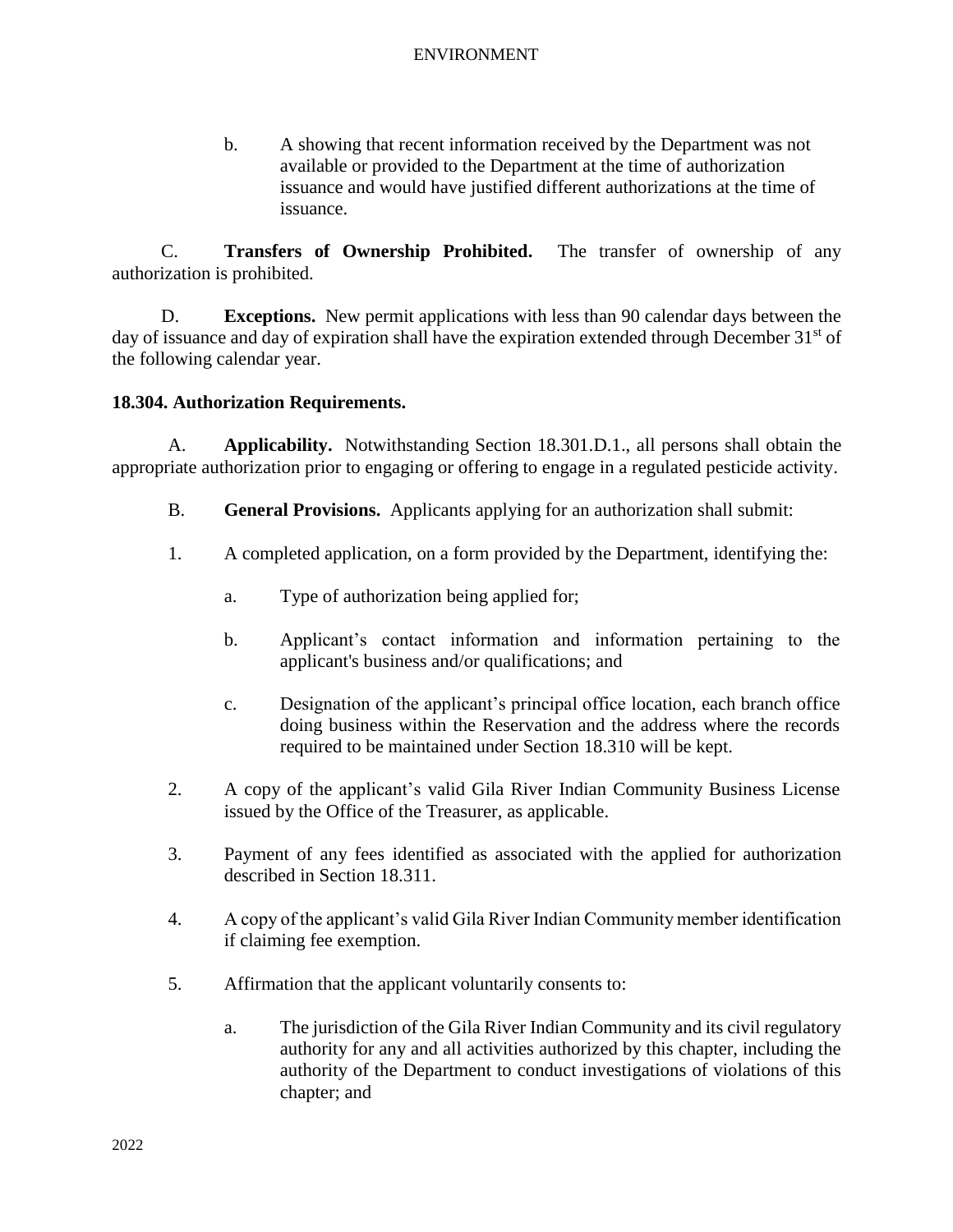b. A showing that recent information received by the Department was not available or provided to the Department at the time of authorization issuance and would have justified different authorizations at the time of issuance.

C. **Transfers of Ownership Prohibited.** The transfer of ownership of any authorization is prohibited.

D. **Exceptions.** New permit applications with less than 90 calendar days between the day of issuance and day of expiration shall have the expiration extended through December 31st of the following calendar year.

**18.304. Authorization Requirements.**

A. **Applicability.** Notwithstanding Section 18.301.D.1., all persons shall obtain the appropriate authorization prior to engaging or offering to engage in a regulated pesticide activity.

B. **General Provisions.** Applicants applying for an authorization shall submit:

1. A completed application, on a form provided by the Department, identifying the:

   a. Type of authorization being applied for;

   b. Applicant's contact information and information pertaining to the applicant's business and/or qualifications; and

   c. Designation of the applicant's principal office location, each branch office doing business within the Reservation and the address where the records required to be maintained under Section 18.310 will be kept.

2. A copy of the applicant's valid Gila River Indian Community Business License issued by the Office of the Treasurer, as applicable.

3. Payment of any fees identified as associated with the applied for authorization described in Section 18.311.

4. A copy of the applicant's valid Gila River Indian Community member identification if claiming fee exemption.

5. Affirmation that the applicant voluntarily consents to:

   a. The jurisdiction of the Gila River Indian Community and its civil regulatory authority for any and all activities authorized by this chapter, including the authority of the Department to conduct investigations of violations of this chapter; and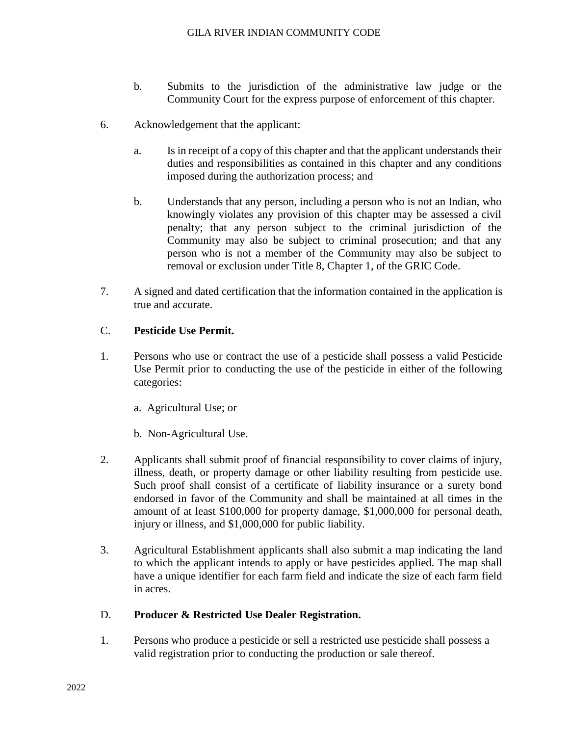b. Submits to the jurisdiction of the administrative law judge or the Community Court for the express purpose of enforcement of this chapter.

6. Acknowledgement that the applicant:

   a. Is in receipt of a copy of this chapter and that the applicant understands their duties and responsibilities as contained in this chapter and any conditions imposed during the authorization process; and

   b. Understands that any person, including a person who is not an Indian, who knowingly violates any provision of this chapter may be assessed a civil penalty; that any person subject to the criminal jurisdiction of the Community may also be subject to criminal prosecution; and that any person who is not a member of the Community may also be subject to removal or exclusion under Title 8, Chapter 1, of the GRIC Code.

7. A signed and dated certification that the information contained in the application is true and accurate.

C. **Pesticide Use Permit.**

1. Persons who use or contract the use of a pesticide shall possess a valid Pesticide Use Permit prior to conducting the use of the pesticide in either of the following categories:

   a. Agricultural Use; or

   b. Non-Agricultural Use.

2. Applicants shall submit proof of financial responsibility to cover claims of injury, illness, death, or property damage or other liability resulting from pesticide use. Such proof shall consist of a certificate of liability insurance or a surety bond endorsed in favor of the Community and shall be maintained at all times in the amount of at least $100,000 for property damage, $1,000,000 for personal death, injury or illness, and $1,000,000 for public liability.

3. Agricultural Establishment applicants shall also submit a map indicating the land to which the applicant intends to apply or have pesticides applied. The map shall have a unique identifier for each farm field and indicate the size of each farm field in acres.

D. **Producer & Restricted Use Dealer Registration.**

1. Persons who produce a pesticide or sell a restricted use pesticide shall possess a valid registration prior to conducting the production or sale thereof.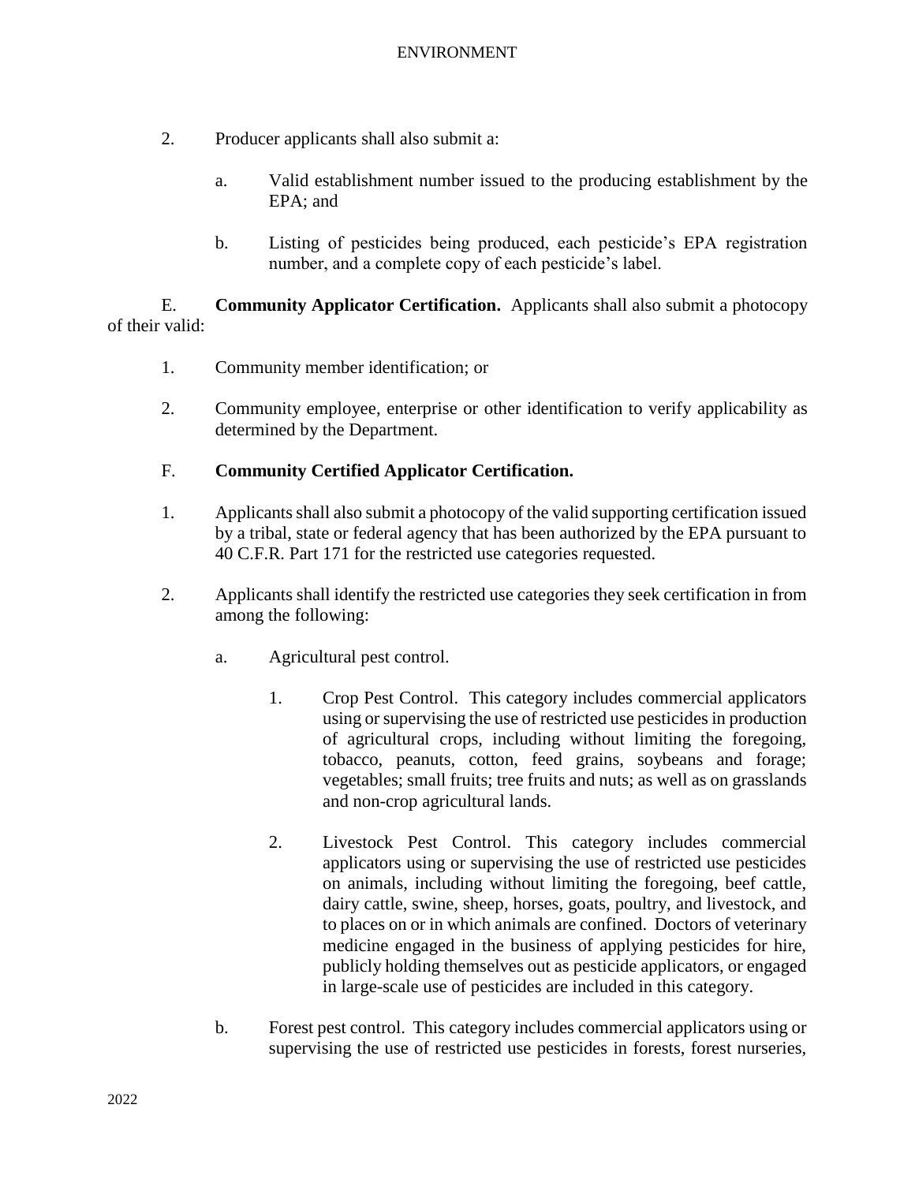2. Producer applicants shall also submit a:

   a. Valid establishment number issued to the producing establishment by the EPA; and

   b. Listing of pesticides being produced, each pesticide's EPA registration number, and a complete copy of each pesticide's label.

E. **Community Applicator Certification.** Applicants shall also submit a photocopy of their valid:

1. Community member identification; or

2. Community employee, enterprise or other identification to verify applicability as determined by the Department.

F. **Community Certified Applicator Certification.**

1. Applicants shall also submit a photocopy of the valid supporting certification issued by a tribal, state or federal agency that has been authorized by the EPA pursuant to 40 C.F.R. Part 171 for the restricted use categories requested.

2. Applicants shall identify the restricted use categories they seek certification in from among the following:

   a. Agricultural pest control.

      1. Crop Pest Control. This category includes commercial applicators using or supervising the use of restricted use pesticides in production of agricultural crops, including without limiting the foregoing, tobacco, peanuts, cotton, feed grains, soybeans and forage; vegetables; small fruits; tree fruits and nuts; as well as on grasslands and non-crop agricultural lands.

      2. Livestock Pest Control. This category includes commercial applicators using or supervising the use of restricted use pesticides on animals, including without limiting the foregoing, beef cattle, dairy cattle, swine, sheep, horses, goats, poultry, and livestock, and to places on or in which animals are confined. Doctors of veterinary medicine engaged in the business of applying pesticides for hire, publicly holding themselves out as pesticide applicators, or engaged in large-scale use of pesticides are included in this category.

   b. Forest pest control. This category includes commercial applicators using or supervising the use of restricted use pesticides in forests, forest nurseries,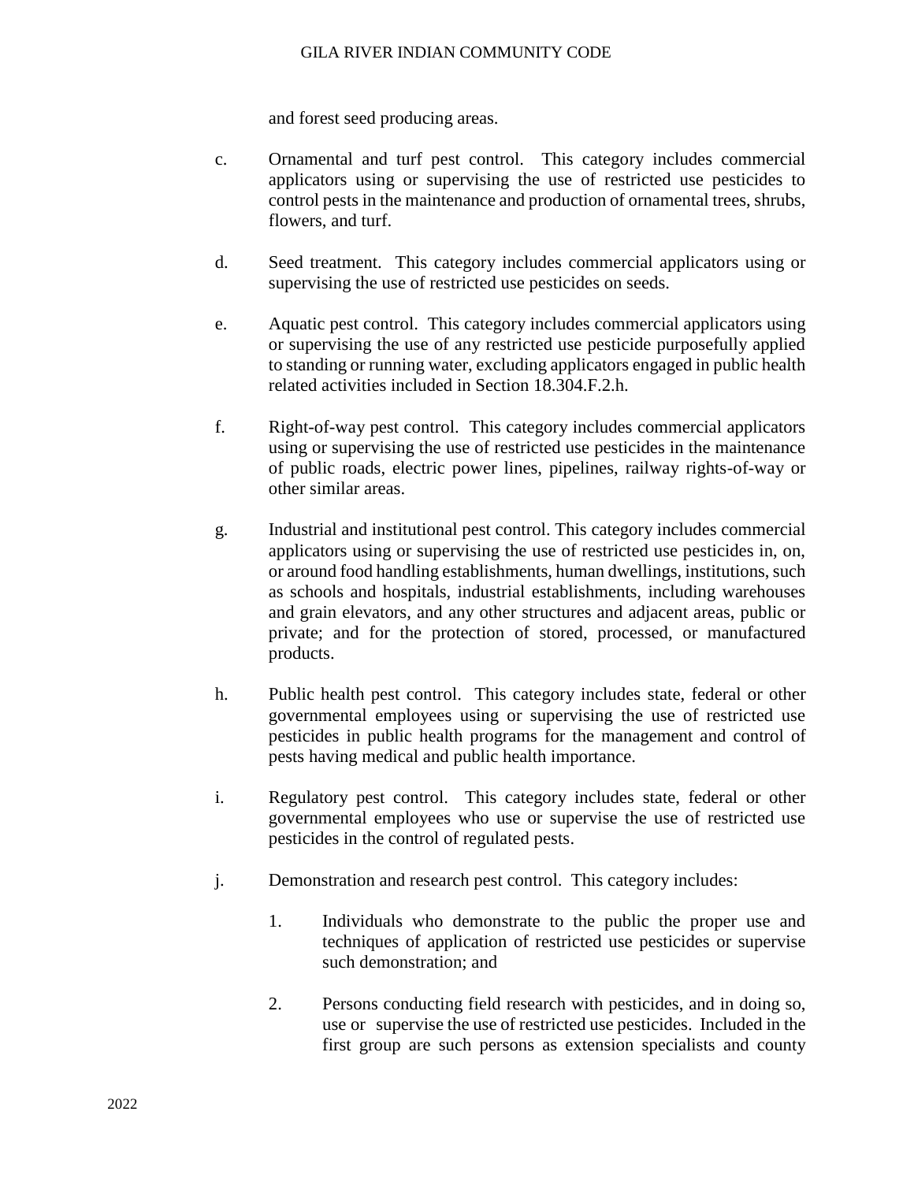and forest seed producing areas.

c. Ornamental and turf pest control. This category includes commercial applicators using or supervising the use of restricted use pesticides to control pests in the maintenance and production of ornamental trees, shrubs, flowers, and turf.

d. Seed treatment. This category includes commercial applicators using or supervising the use of restricted use pesticides on seeds.

e. Aquatic pest control. This category includes commercial applicators using or supervising the use of any restricted use pesticide purposefully applied to standing or running water, excluding applicators engaged in public health related activities included in Section 18.304.F.2.h.

f. Right-of-way pest control. This category includes commercial applicators using or supervising the use of restricted use pesticides in the maintenance of public roads, electric power lines, pipelines, railway rights-of-way or other similar areas.

g. Industrial and institutional pest control. This category includes commercial applicators using or supervising the use of restricted use pesticides in, on, or around food handling establishments, human dwellings, institutions, such as schools and hospitals, industrial establishments, including warehouses and grain elevators, and any other structures and adjacent areas, public or private; and for the protection of stored, processed, or manufactured products.

h. Public health pest control. This category includes state, federal or other governmental employees using or supervising the use of restricted use pesticides in public health programs for the management and control of pests having medical and public health importance.

i. Regulatory pest control. This category includes state, federal or other governmental employees who use or supervise the use of restricted use pesticides in the control of regulated pests.

j. Demonstration and research pest control. This category includes:

   1. Individuals who demonstrate to the public the proper use and techniques of application of restricted use pesticides or supervise such demonstration; and

   2. Persons conducting field research with pesticides, and in doing so, use or supervise the use of restricted use pesticides. Included in the first group are such persons as extension specialists and county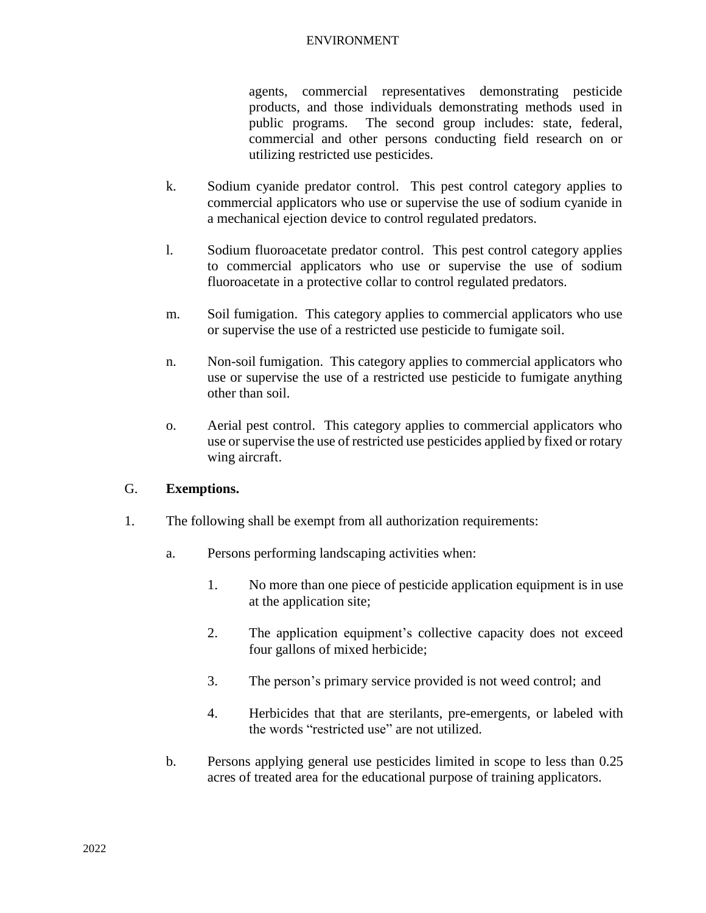agents, commercial representatives demonstrating pesticide products, and those individuals demonstrating methods used in public programs. The second group includes: state, federal, commercial and other persons conducting field research on or utilizing restricted use pesticides.

k. Sodium cyanide predator control. This pest control category applies to commercial applicators who use or supervise the use of sodium cyanide in a mechanical ejection device to control regulated predators.

l. Sodium fluoroacetate predator control. This pest control category applies to commercial applicators who use or supervise the use of sodium fluoroacetate in a protective collar to control regulated predators.

m. Soil fumigation. This category applies to commercial applicators who use or supervise the use of a restricted use pesticide to fumigate soil.

n. Non-soil fumigation. This category applies to commercial applicators who use or supervise the use of a restricted use pesticide to fumigate anything other than soil.

o. Aerial pest control. This category applies to commercial applicators who use or supervise the use of restricted use pesticides applied by fixed or rotary wing aircraft.

G. **Exemptions.**

1. The following shall be exempt from all authorization requirements:

   a. Persons performing landscaping activities when:

      1. No more than one piece of pesticide application equipment is in use at the application site;

      2. The application equipment's collective capacity does not exceed four gallons of mixed herbicide;

      3. The person's primary service provided is not weed control; and

      4. Herbicides that that are sterilants, pre-emergents, or labeled with the words "restricted use" are not utilized.

   b. Persons applying general use pesticides limited in scope to less than 0.25 acres of treated area for the educational purpose of training applicators.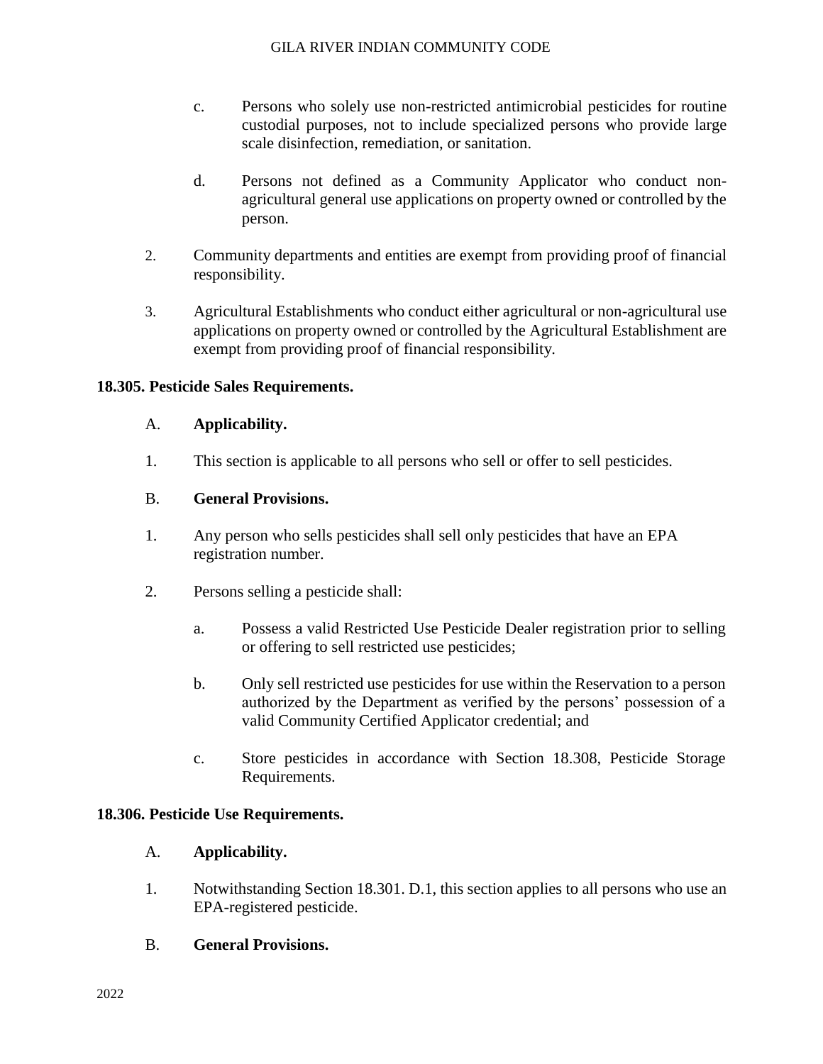c. Persons who solely use non-restricted antimicrobial pesticides for routine custodial purposes, not to include specialized persons who provide large scale disinfection, remediation, or sanitation.

d. Persons not defined as a Community Applicator who conduct non-agricultural general use applications on property owned or controlled by the person.

2. Community departments and entities are exempt from providing proof of financial responsibility.

3. Agricultural Establishments who conduct either agricultural or non-agricultural use applications on property owned or controlled by the Agricultural Establishment are exempt from providing proof of financial responsibility.

### 18.305. Pesticide Sales Requirements.

A. **Applicability.**

1. This section is applicable to all persons who sell or offer to sell pesticides.

B. **General Provisions.**

1. Any person who sells pesticides shall sell only pesticides that have an EPA registration number.

2. Persons selling a pesticide shall:

   a. Possess a valid Restricted Use Pesticide Dealer registration prior to selling or offering to sell restricted use pesticides;

   b. Only sell restricted use pesticides for use within the Reservation to a person authorized by the Department as verified by the persons' possession of a valid Community Certified Applicator credential; and

   c. Store pesticides in accordance with Section 18.308, Pesticide Storage Requirements.

### 18.306. Pesticide Use Requirements.

A. **Applicability.**

1. Notwithstanding Section 18.301. D.1, this section applies to all persons who use an EPA-registered pesticide.

B. **General Provisions.**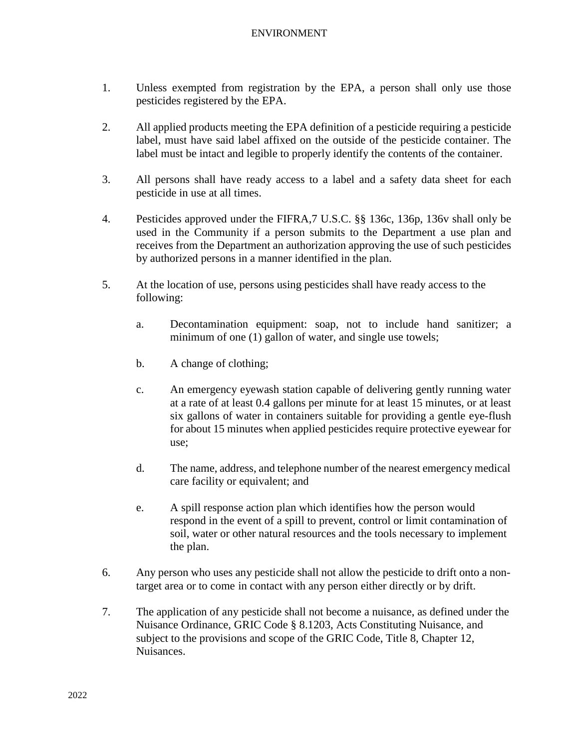1. Unless exempted from registration by the EPA, a person shall only use those pesticides registered by the EPA.

2. All applied products meeting the EPA definition of a pesticide requiring a pesticide label, must have said label affixed on the outside of the pesticide container. The label must be intact and legible to properly identify the contents of the container.

3. All persons shall have ready access to a label and a safety data sheet for each pesticide in use at all times.

4. Pesticides approved under the FIFRA,7 U.S.C. §§ 136c, 136p, 136v shall only be used in the Community if a person submits to the Department a use plan and receives from the Department an authorization approving the use of such pesticides by authorized persons in a manner identified in the plan.

5. At the location of use, persons using pesticides shall have ready access to the following:

   a. Decontamination equipment: soap, not to include hand sanitizer; a minimum of one (1) gallon of water, and single use towels;

   b. A change of clothing;

   c. An emergency eyewash station capable of delivering gently running water at a rate of at least 0.4 gallons per minute for at least 15 minutes, or at least six gallons of water in containers suitable for providing a gentle eye-flush for about 15 minutes when applied pesticides require protective eyewear for use;

   d. The name, address, and telephone number of the nearest emergency medical care facility or equivalent; and

   e. A spill response action plan which identifies how the person would respond in the event of a spill to prevent, control or limit contamination of soil, water or other natural resources and the tools necessary to implement the plan.

6. Any person who uses any pesticide shall not allow the pesticide to drift onto a non-target area or to come in contact with any person either directly or by drift.

7. The application of any pesticide shall not become a nuisance, as defined under the Nuisance Ordinance, GRIC Code § 8.1203, Acts Constituting Nuisance, and subject to the provisions and scope of the GRIC Code, Title 8, Chapter 12, Nuisances.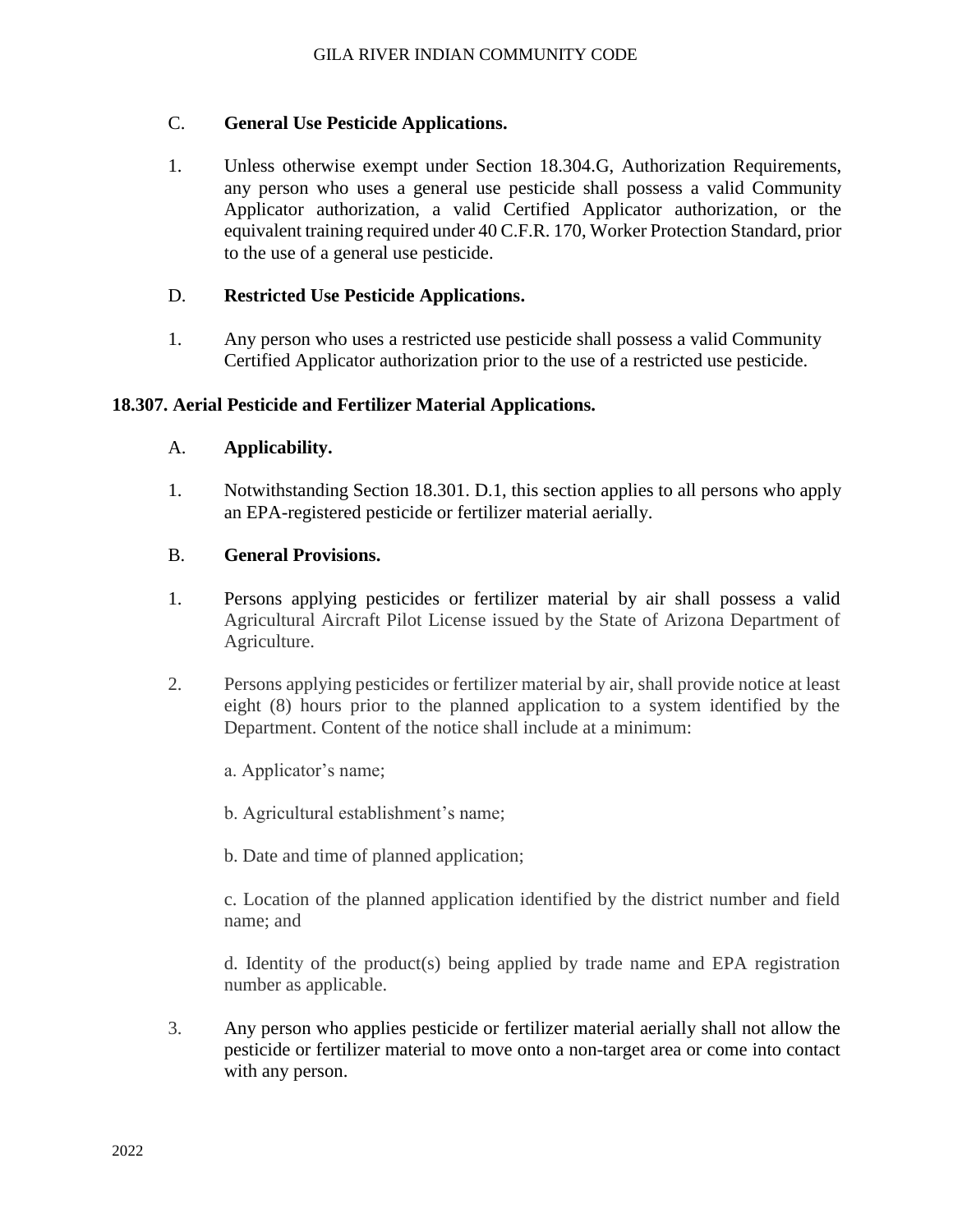C. **General Use Pesticide Applications.**

1. Unless otherwise exempt under Section 18.304.G, Authorization Requirements, any person who uses a general use pesticide shall possess a valid Community Applicator authorization, a valid Certified Applicator authorization, or the equivalent training required under 40 C.F.R. 170, Worker Protection Standard, prior to the use of a general use pesticide.

D. **Restricted Use Pesticide Applications.**

1. Any person who uses a restricted use pesticide shall possess a valid Community Certified Applicator authorization prior to the use of a restricted use pesticide.

**18.307. Aerial Pesticide and Fertilizer Material Applications.**

A. **Applicability.**

1. Notwithstanding Section 18.301. D.1, this section applies to all persons who apply an EPA-registered pesticide or fertilizer material aerially.

B. **General Provisions.**

1. Persons applying pesticides or fertilizer material by air shall possess a valid Agricultural Aircraft Pilot License issued by the State of Arizona Department of Agriculture.

2. Persons applying pesticides or fertilizer material by air, shall provide notice at least eight (8) hours prior to the planned application to a system identified by the Department. Content of the notice shall include at a minimum:

   a. Applicator's name;

   b. Agricultural establishment's name;

   b. Date and time of planned application;

   c. Location of the planned application identified by the district number and field name; and

   d. Identity of the product(s) being applied by trade name and EPA registration number as applicable.

3. Any person who applies pesticide or fertilizer material aerially shall not allow the pesticide or fertilizer material to move onto a non-target area or come into contact with any person.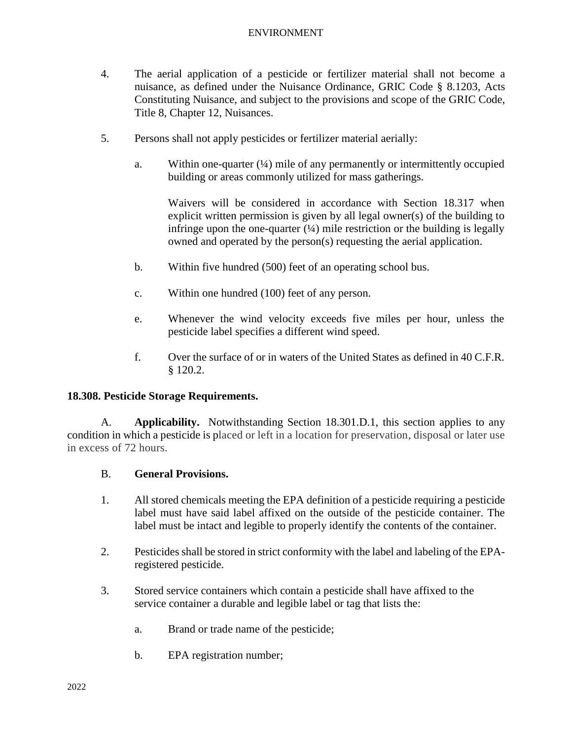4. The aerial application of a pesticide or fertilizer material shall not become a nuisance, as defined under the Nuisance Ordinance, GRIC Code § 8.1203, Acts Constituting Nuisance, and subject to the provisions and scope of the GRIC Code, Title 8, Chapter 12, Nuisances.

5. Persons shall not apply pesticides or fertilizer material aerially:

   a. Within one-quarter (¼) mile of any permanently or intermittently occupied building or areas commonly utilized for mass gatherings.

      Waivers will be considered in accordance with Section 18.317 when explicit written permission is given by all legal owner(s) of the building to infringe upon the one-quarter (¼) mile restriction or the building is legally owned and operated by the person(s) requesting the aerial application.

   b. Within five hundred (500) feet of an operating school bus.

   c. Within one hundred (100) feet of any person.

   e. Whenever the wind velocity exceeds five miles per hour, unless the pesticide label specifies a different wind speed.

   f. Over the surface of or in waters of the United States as defined in 40 C.F.R. § 120.2.

### 18.308. Pesticide Storage Requirements.

A. **Applicability.** Notwithstanding Section 18.301.D.1, this section applies to any condition in which a pesticide is placed or left in a location for preservation, disposal or later use in excess of 72 hours.

B. **General Provisions.**

1. All stored chemicals meeting the EPA definition of a pesticide requiring a pesticide label must have said label affixed on the outside of the pesticide container. The label must be intact and legible to properly identify the contents of the container.

2. Pesticides shall be stored in strict conformity with the label and labeling of the EPA-registered pesticide.

3. Stored service containers which contain a pesticide shall have affixed to the service container a durable and legible label or tag that lists the:

   a. Brand or trade name of the pesticide;

   b. EPA registration number;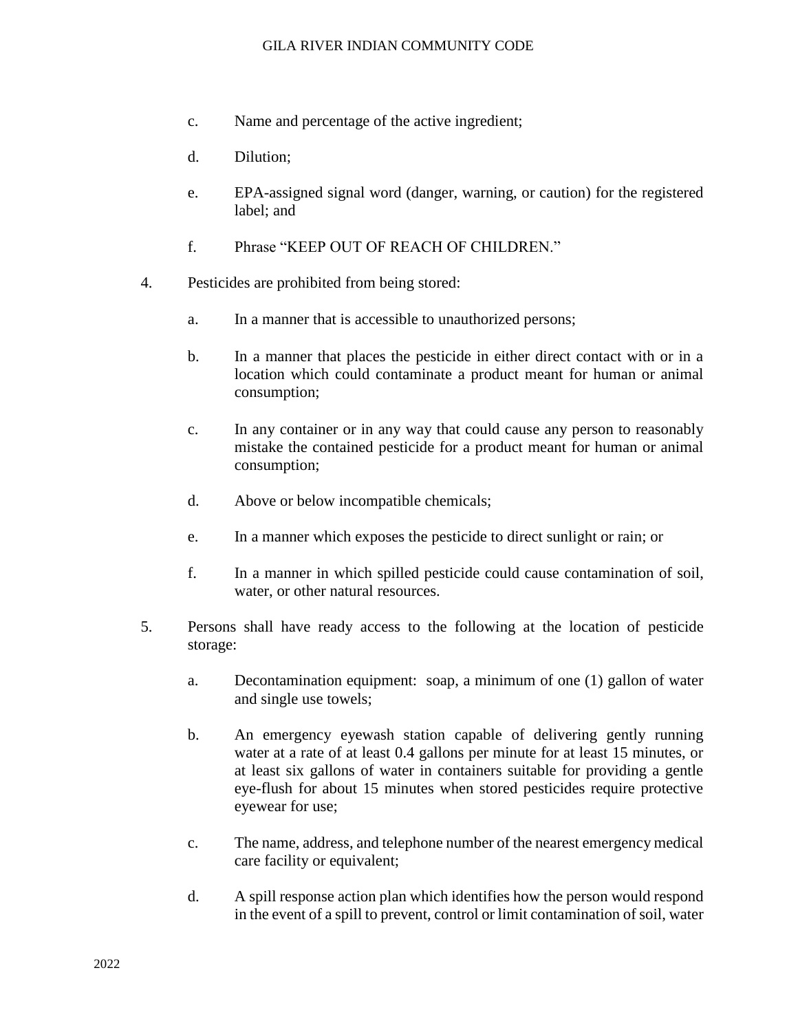c. Name and percentage of the active ingredient;

d. Dilution;

e. EPA-assigned signal word (danger, warning, or caution) for the registered label; and

f. Phrase "KEEP OUT OF REACH OF CHILDREN."

4. Pesticides are prohibited from being stored:

   a. In a manner that is accessible to unauthorized persons;

   b. In a manner that places the pesticide in either direct contact with or in a location which could contaminate a product meant for human or animal consumption;

   c. In any container or in any way that could cause any person to reasonably mistake the contained pesticide for a product meant for human or animal consumption;

   d. Above or below incompatible chemicals;

   e. In a manner which exposes the pesticide to direct sunlight or rain; or

   f. In a manner in which spilled pesticide could cause contamination of soil, water, or other natural resources.

5. Persons shall have ready access to the following at the location of pesticide storage:

   a. Decontamination equipment: soap, a minimum of one (1) gallon of water and single use towels;

   b. An emergency eyewash station capable of delivering gently running water at a rate of at least 0.4 gallons per minute for at least 15 minutes, or at least six gallons of water in containers suitable for providing a gentle eye-flush for about 15 minutes when stored pesticides require protective eyewear for use;

   c. The name, address, and telephone number of the nearest emergency medical care facility or equivalent;

   d. A spill response action plan which identifies how the person would respond in the event of a spill to prevent, control or limit contamination of soil, water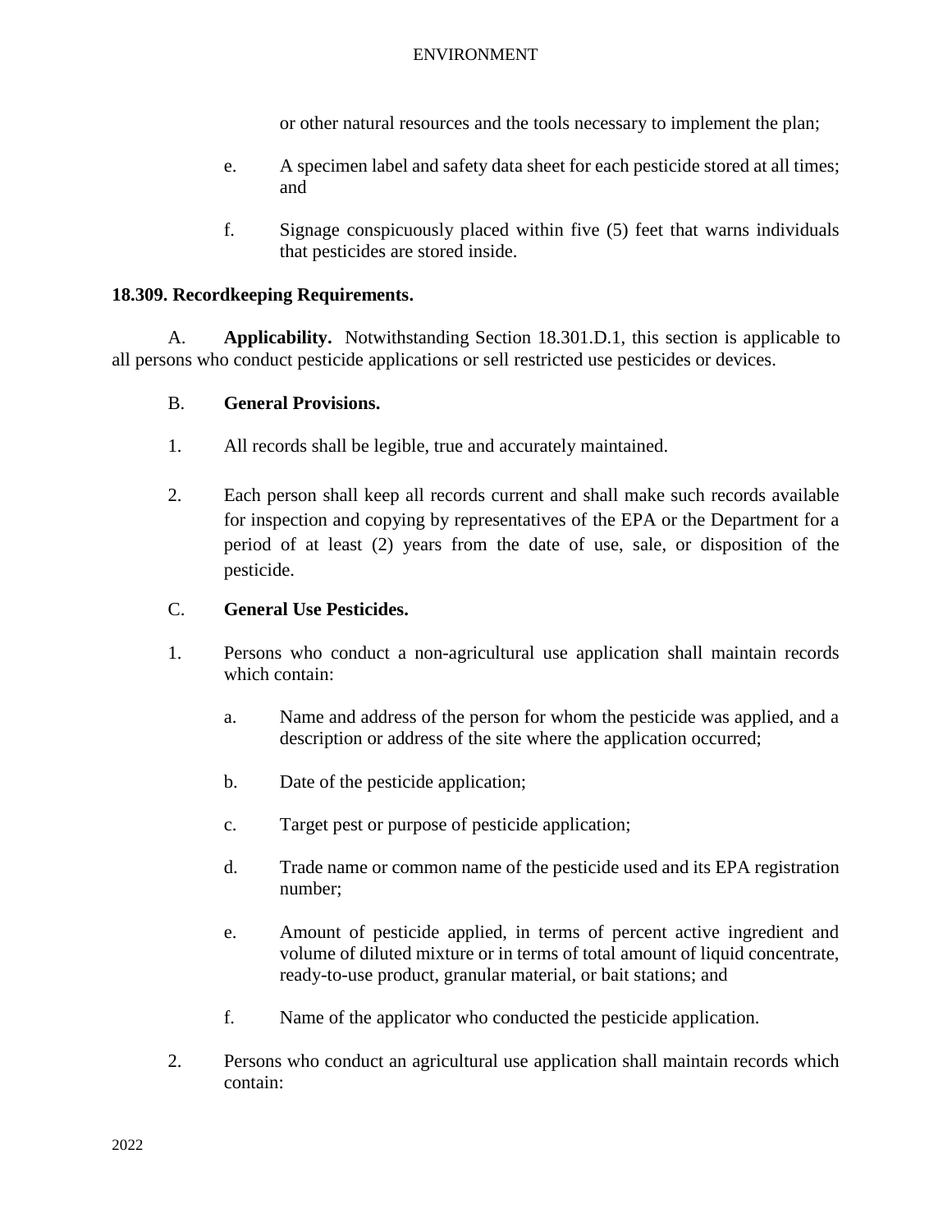or other natural resources and the tools necessary to implement the plan;

e. A specimen label and safety data sheet for each pesticide stored at all times; and

f. Signage conspicuously placed within five (5) feet that warns individuals that pesticides are stored inside.

**18.309. Recordkeeping Requirements.**

A. **Applicability.** Notwithstanding Section 18.301.D.1, this section is applicable to all persons who conduct pesticide applications or sell restricted use pesticides or devices.

B. **General Provisions.**

1. All records shall be legible, true and accurately maintained.

2. Each person shall keep all records current and shall make such records available for inspection and copying by representatives of the EPA or the Department for a period of at least (2) years from the date of use, sale, or disposition of the pesticide.

C. **General Use Pesticides.**

1. Persons who conduct a non-agricultural use application shall maintain records which contain:

   a. Name and address of the person for whom the pesticide was applied, and a description or address of the site where the application occurred;

   b. Date of the pesticide application;

   c. Target pest or purpose of pesticide application;

   d. Trade name or common name of the pesticide used and its EPA registration number;

   e. Amount of pesticide applied, in terms of percent active ingredient and volume of diluted mixture or in terms of total amount of liquid concentrate, ready-to-use product, granular material, or bait stations; and

   f. Name of the applicator who conducted the pesticide application.

2. Persons who conduct an agricultural use application shall maintain records which contain: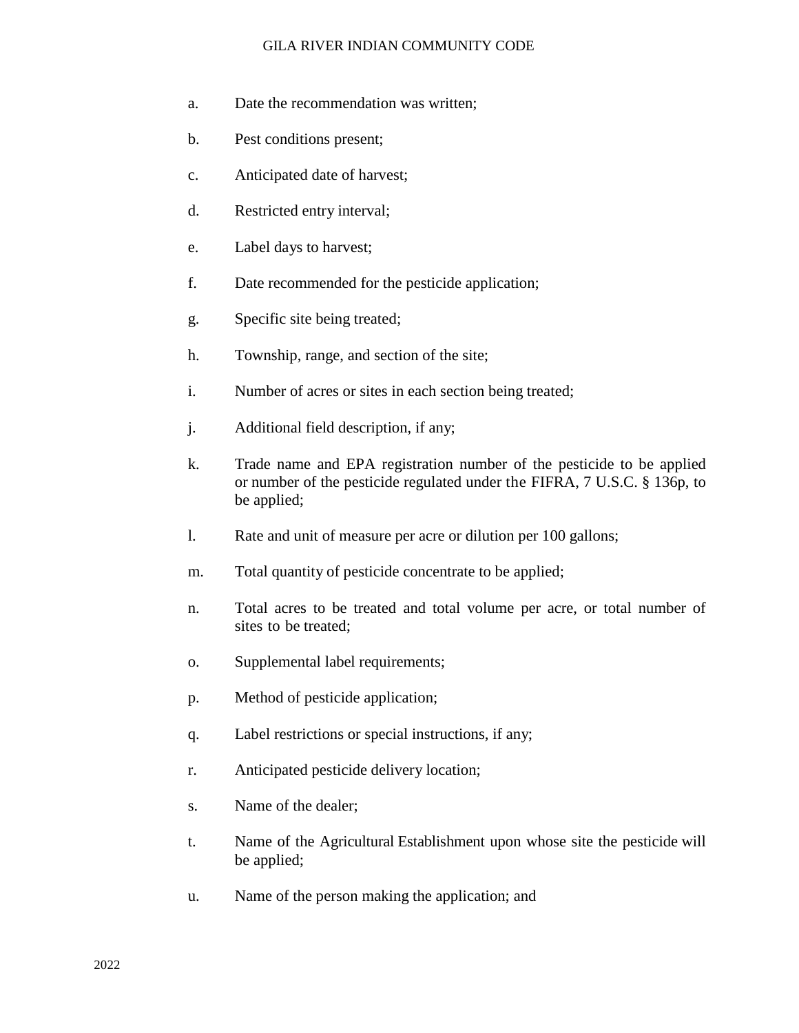a. Date the recommendation was written;

b. Pest conditions present;

c. Anticipated date of harvest;

d. Restricted entry interval;

e. Label days to harvest;

f. Date recommended for the pesticide application;

g. Specific site being treated;

h. Township, range, and section of the site;

i. Number of acres or sites in each section being treated;

j. Additional field description, if any;

k. Trade name and EPA registration number of the pesticide to be applied or number of the pesticide regulated under the FIFRA, 7 U.S.C. § 136p, to be applied;

l. Rate and unit of measure per acre or dilution per 100 gallons;

m. Total quantity of pesticide concentrate to be applied;

n. Total acres to be treated and total volume per acre, or total number of sites to be treated;

o. Supplemental label requirements;

p. Method of pesticide application;

q. Label restrictions or special instructions, if any;

r. Anticipated pesticide delivery location;

s. Name of the dealer;

t. Name of the Agricultural Establishment upon whose site the pesticide will be applied;

u. Name of the person making the application; and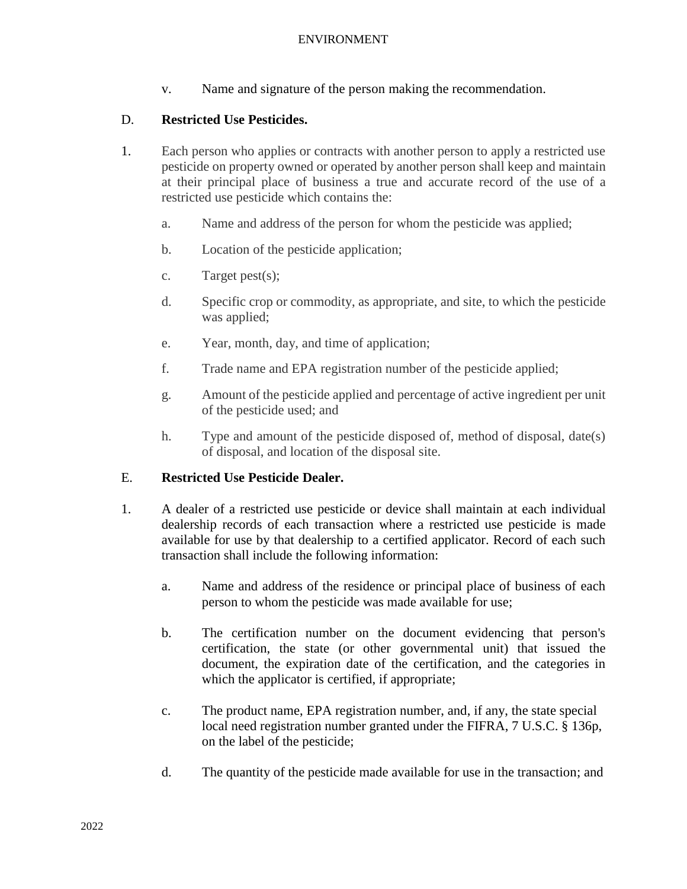v. Name and signature of the person making the recommendation.

D. **Restricted Use Pesticides.**

1. Each person who applies or contracts with another person to apply a restricted use pesticide on property owned or operated by another person shall keep and maintain at their principal place of business a true and accurate record of the use of a restricted use pesticide which contains the:

   a. Name and address of the person for whom the pesticide was applied;

   b. Location of the pesticide application;

   c. Target pest(s);

   d. Specific crop or commodity, as appropriate, and site, to which the pesticide was applied;

   e. Year, month, day, and time of application;

   f. Trade name and EPA registration number of the pesticide applied;

   g. Amount of the pesticide applied and percentage of active ingredient per unit of the pesticide used; and

   h. Type and amount of the pesticide disposed of, method of disposal, date(s) of disposal, and location of the disposal site.

E. **Restricted Use Pesticide Dealer.**

1. A dealer of a restricted use pesticide or device shall maintain at each individual dealership records of each transaction where a restricted use pesticide is made available for use by that dealership to a certified applicator. Record of each such transaction shall include the following information:

   a. Name and address of the residence or principal place of business of each person to whom the pesticide was made available for use;

   b. The certification number on the document evidencing that person's certification, the state (or other governmental unit) that issued the document, the expiration date of the certification, and the categories in which the applicator is certified, if appropriate;

   c. The product name, EPA registration number, and, if any, the state special local need registration number granted under the FIFRA, 7 U.S.C. § 136p, on the label of the pesticide;

   d. The quantity of the pesticide made available for use in the transaction; and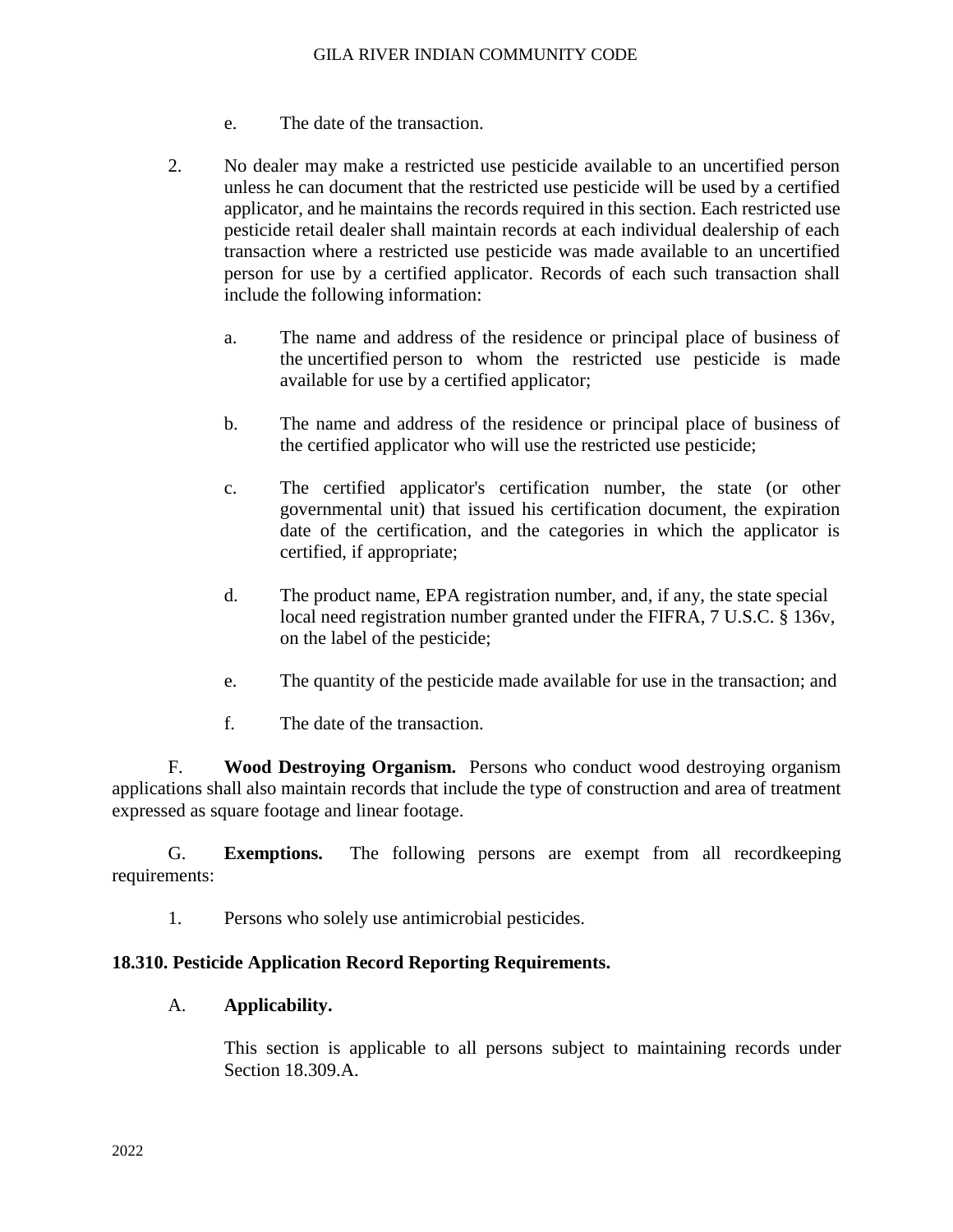e. The date of the transaction.

2. No dealer may make a restricted use pesticide available to an uncertified person unless he can document that the restricted use pesticide will be used by a certified applicator, and he maintains the records required in this section. Each restricted use pesticide retail dealer shall maintain records at each individual dealership of each transaction where a restricted use pesticide was made available to an uncertified person for use by a certified applicator. Records of each such transaction shall include the following information:

   a. The name and address of the residence or principal place of business of the uncertified person to whom the restricted use pesticide is made available for use by a certified applicator;

   b. The name and address of the residence or principal place of business of the certified applicator who will use the restricted use pesticide;

   c. The certified applicator's certification number, the state (or other governmental unit) that issued his certification document, the expiration date of the certification, and the categories in which the applicator is certified, if appropriate;

   d. The product name, EPA registration number, and, if any, the state special local need registration number granted under the FIFRA, 7 U.S.C. § 136v, on the label of the pesticide;

   e. The quantity of the pesticide made available for use in the transaction; and

   f. The date of the transaction.

F. **Wood Destroying Organism.** Persons who conduct wood destroying organism applications shall also maintain records that include the type of construction and area of treatment expressed as square footage and linear footage.

G. **Exemptions.** The following persons are exempt from all recordkeeping requirements:

1. Persons who solely use antimicrobial pesticides.

**18.310. Pesticide Application Record Reporting Requirements.**

A. **Applicability.**

This section is applicable to all persons subject to maintaining records under Section 18.309.A.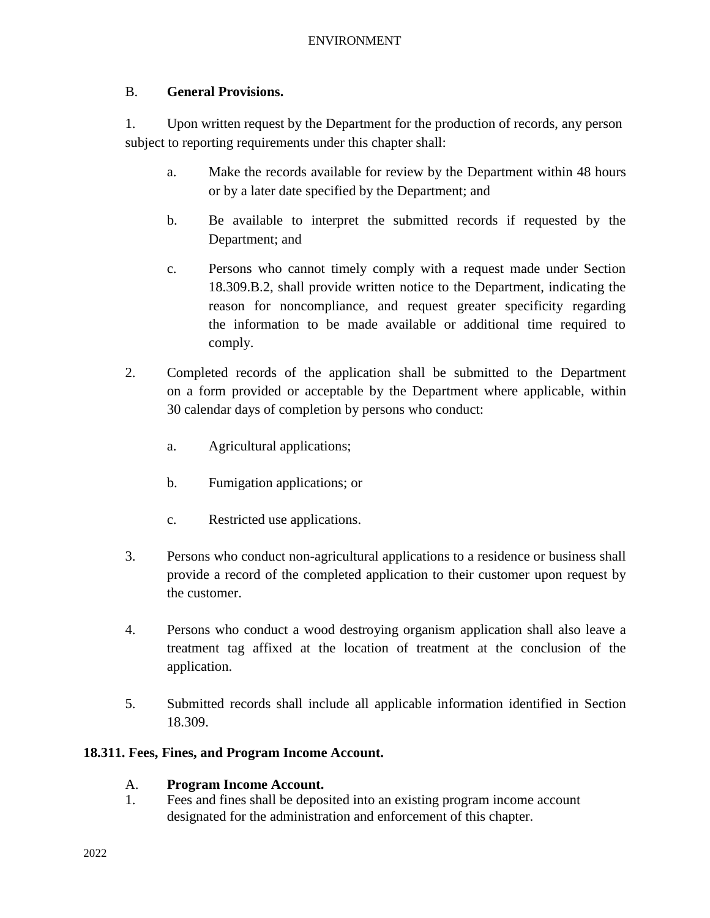B. **General Provisions.**

1. Upon written request by the Department for the production of records, any person subject to reporting requirements under this chapter shall:

   a. Make the records available for review by the Department within 48 hours or by a later date specified by the Department; and

   b. Be available to interpret the submitted records if requested by the Department; and

   c. Persons who cannot timely comply with a request made under Section 18.309.B.2, shall provide written notice to the Department, indicating the reason for noncompliance, and request greater specificity regarding the information to be made available or additional time required to comply.

2. Completed records of the application shall be submitted to the Department on a form provided or acceptable by the Department where applicable, within 30 calendar days of completion by persons who conduct:

   a. Agricultural applications;

   b. Fumigation applications; or

   c. Restricted use applications.

3. Persons who conduct non-agricultural applications to a residence or business shall provide a record of the completed application to their customer upon request by the customer.

4. Persons who conduct a wood destroying organism application shall also leave a treatment tag affixed at the location of treatment at the conclusion of the application.

5. Submitted records shall include all applicable information identified in Section 18.309.

**18.311. Fees, Fines, and Program Income Account.**

A. **Program Income Account.**

1. Fees and fines shall be deposited into an existing program income account designated for the administration and enforcement of this chapter.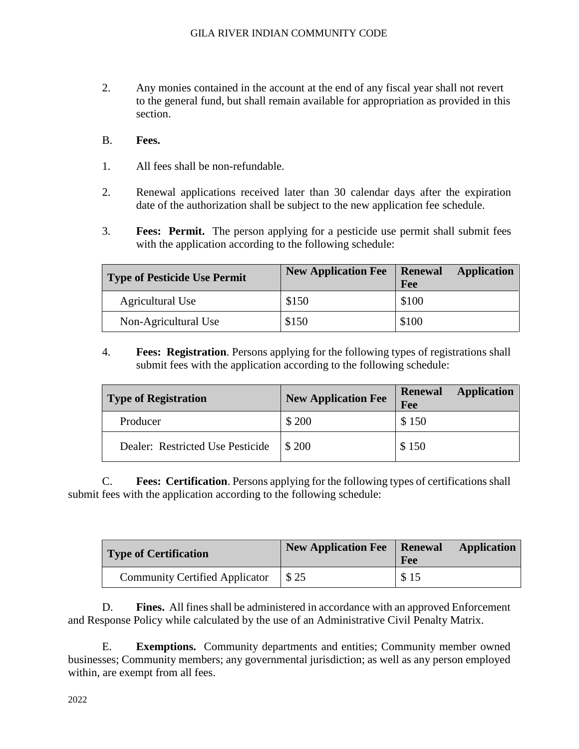2. Any monies contained in the account at the end of any fiscal year shall not revert to the general fund, but shall remain available for appropriation as provided in this section.

B. **Fees.**

1. All fees shall be non-refundable.

2. Renewal applications received later than 30 calendar days after the expiration date of the authorization shall be subject to the new application fee schedule.

3. **Fees: Permit.** The person applying for a pesticide use permit shall submit fees with the application according to the following schedule:

| Type of Pesticide Use Permit | New Application Fee | Renewal Application Fee |
|---|---|---|
| Agricultural Use | $150 | $100 |
| Non-Agricultural Use | $150 | $100 |

4. **Fees: Registration**. Persons applying for the following types of registrations shall submit fees with the application according to the following schedule:

| Type of Registration | New Application Fee | Renewal Application Fee |
|---|---|---|
| Producer | $ 200 | $ 150 |
| Dealer: Restricted Use Pesticide | $ 200 | $ 150 |

C. **Fees: Certification**. Persons applying for the following types of certifications shall submit fees with the application according to the following schedule:

| Type of Certification | New Application Fee | Renewal Application Fee |
|---|---|---|
| Community Certified Applicator | $ 25 | $ 15 |

D. **Fines.** All fines shall be administered in accordance with an approved Enforcement and Response Policy while calculated by the use of an Administrative Civil Penalty Matrix.

E. **Exemptions.** Community departments and entities; Community member owned businesses; Community members; any governmental jurisdiction; as well as any person employed within, are exempt from all fees.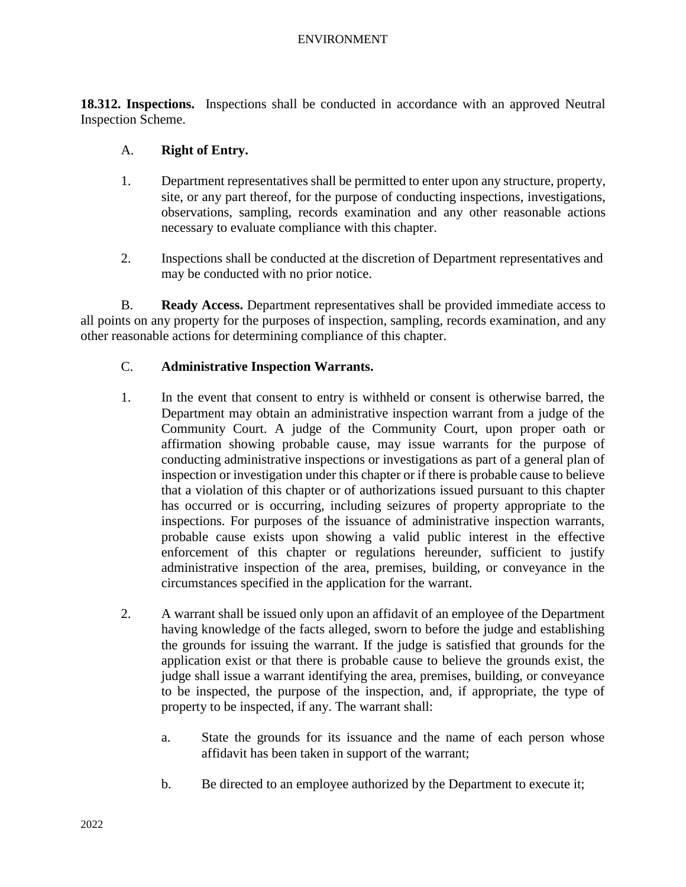**18.312. Inspections.** Inspections shall be conducted in accordance with an approved Neutral Inspection Scheme.

A. **Right of Entry.**

1. Department representatives shall be permitted to enter upon any structure, property, site, or any part thereof, for the purpose of conducting inspections, investigations, observations, sampling, records examination and any other reasonable actions necessary to evaluate compliance with this chapter.

2. Inspections shall be conducted at the discretion of Department representatives and may be conducted with no prior notice.

B. **Ready Access.** Department representatives shall be provided immediate access to all points on any property for the purposes of inspection, sampling, records examination, and any other reasonable actions for determining compliance of this chapter.

C. **Administrative Inspection Warrants.**

1. In the event that consent to entry is withheld or consent is otherwise barred, the Department may obtain an administrative inspection warrant from a judge of the Community Court. A judge of the Community Court, upon proper oath or affirmation showing probable cause, may issue warrants for the purpose of conducting administrative inspections or investigations as part of a general plan of inspection or investigation under this chapter or if there is probable cause to believe that a violation of this chapter or of authorizations issued pursuant to this chapter has occurred or is occurring, including seizures of property appropriate to the inspections. For purposes of the issuance of administrative inspection warrants, probable cause exists upon showing a valid public interest in the effective enforcement of this chapter or regulations hereunder, sufficient to justify administrative inspection of the area, premises, building, or conveyance in the circumstances specified in the application for the warrant.

2. A warrant shall be issued only upon an affidavit of an employee of the Department having knowledge of the facts alleged, sworn to before the judge and establishing the grounds for issuing the warrant. If the judge is satisfied that grounds for the application exist or that there is probable cause to believe the grounds exist, the judge shall issue a warrant identifying the area, premises, building, or conveyance to be inspected, the purpose of the inspection, and, if appropriate, the type of property to be inspected, if any. The warrant shall:

   a. State the grounds for its issuance and the name of each person whose affidavit has been taken in support of the warrant;

   b. Be directed to an employee authorized by the Department to execute it;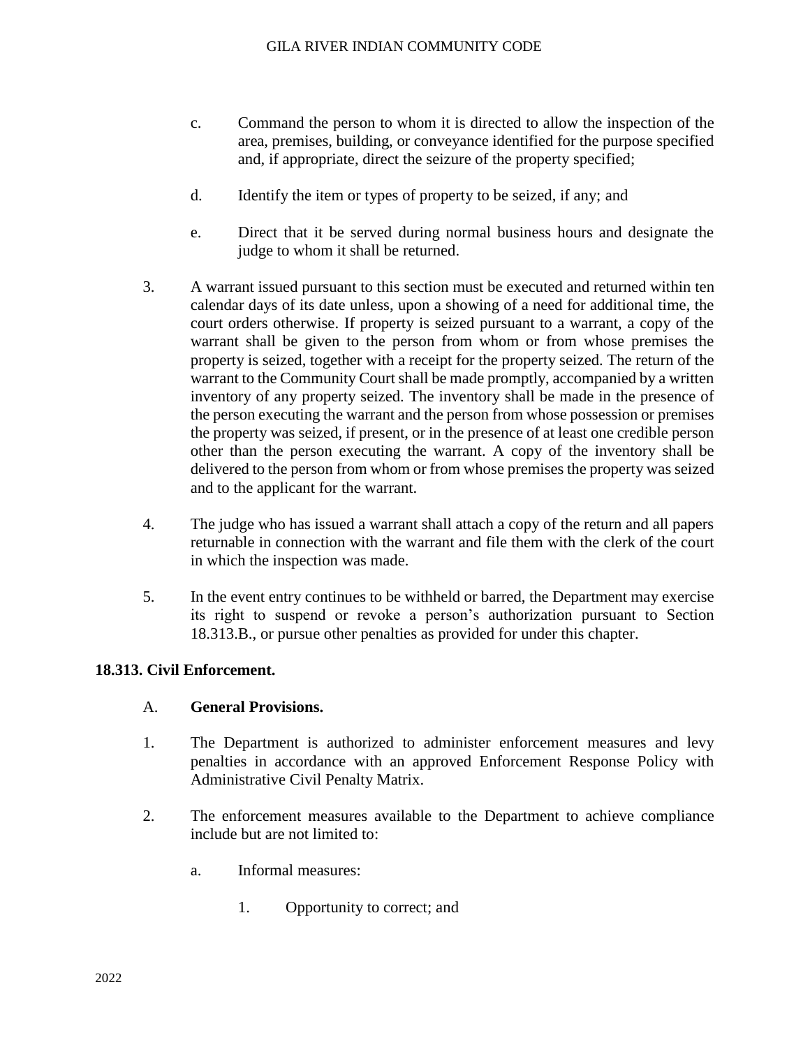c. Command the person to whom it is directed to allow the inspection of the area, premises, building, or conveyance identified for the purpose specified and, if appropriate, direct the seizure of the property specified;

d. Identify the item or types of property to be seized, if any; and

e. Direct that it be served during normal business hours and designate the judge to whom it shall be returned.

3. A warrant issued pursuant to this section must be executed and returned within ten calendar days of its date unless, upon a showing of a need for additional time, the court orders otherwise. If property is seized pursuant to a warrant, a copy of the warrant shall be given to the person from whom or from whose premises the property is seized, together with a receipt for the property seized. The return of the warrant to the Community Court shall be made promptly, accompanied by a written inventory of any property seized. The inventory shall be made in the presence of the person executing the warrant and the person from whose possession or premises the property was seized, if present, or in the presence of at least one credible person other than the person executing the warrant. A copy of the inventory shall be delivered to the person from whom or from whose premises the property was seized and to the applicant for the warrant.

4. The judge who has issued a warrant shall attach a copy of the return and all papers returnable in connection with the warrant and file them with the clerk of the court in which the inspection was made.

5. In the event entry continues to be withheld or barred, the Department may exercise its right to suspend or revoke a person's authorization pursuant to Section 18.313.B., or pursue other penalties as provided for under this chapter.

## 18.313. Civil Enforcement.

A. **General Provisions.**

1. The Department is authorized to administer enforcement measures and levy penalties in accordance with an approved Enforcement Response Policy with Administrative Civil Penalty Matrix.

2. The enforcement measures available to the Department to achieve compliance include but are not limited to:

a. Informal measures:

1. Opportunity to correct; and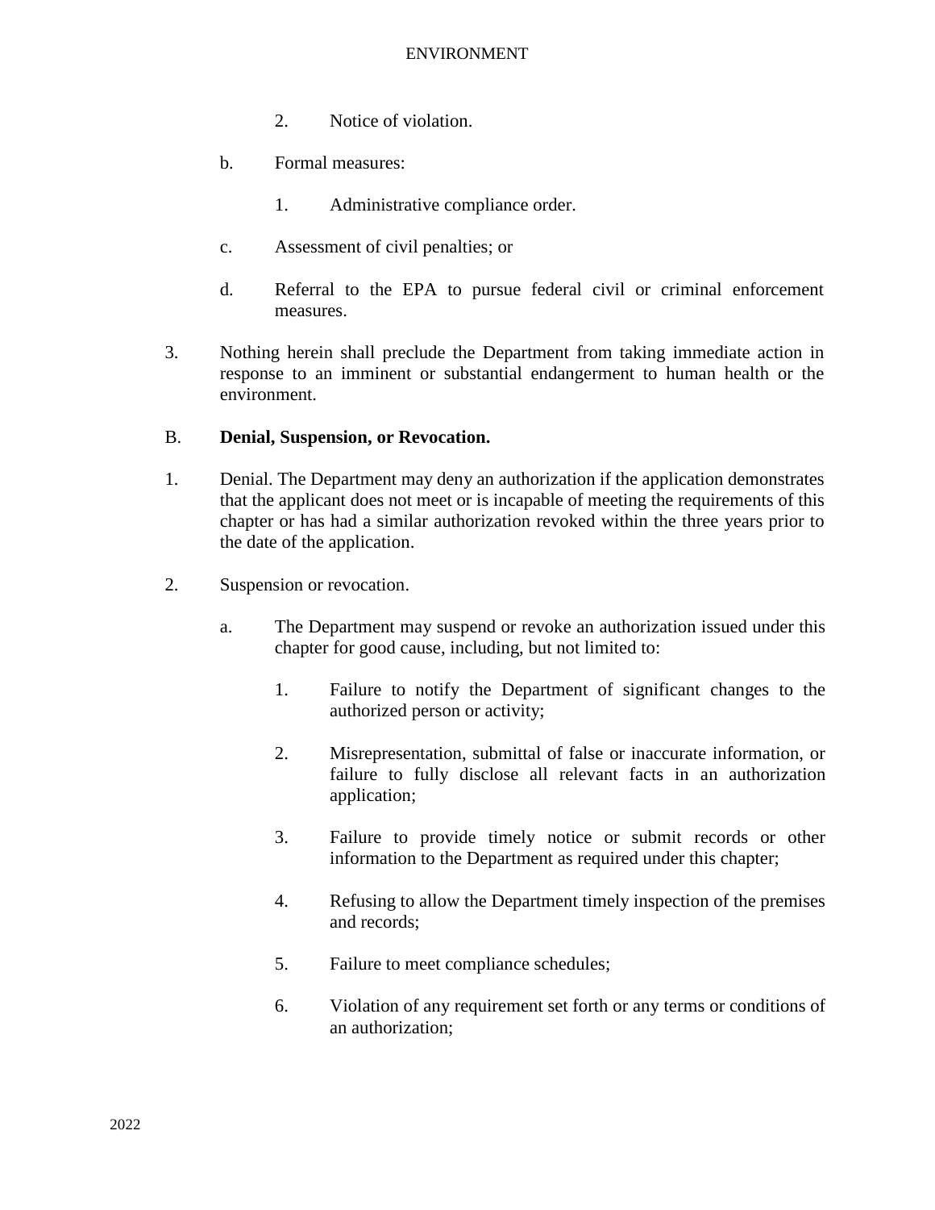2. Notice of violation.

b. Formal measures:

1. Administrative compliance order.

c. Assessment of civil penalties; or

d. Referral to the EPA to pursue federal civil or criminal enforcement measures.

3. Nothing herein shall preclude the Department from taking immediate action in response to an imminent or substantial endangerment to human health or the environment.

B. **Denial, Suspension, or Revocation.**

1. Denial. The Department may deny an authorization if the application demonstrates that the applicant does not meet or is incapable of meeting the requirements of this chapter or has had a similar authorization revoked within the three years prior to the date of the application.

2. Suspension or revocation.

a. The Department may suspend or revoke an authorization issued under this chapter for good cause, including, but not limited to:

1. Failure to notify the Department of significant changes to the authorized person or activity;

2. Misrepresentation, submittal of false or inaccurate information, or failure to fully disclose all relevant facts in an authorization application;

3. Failure to provide timely notice or submit records or other information to the Department as required under this chapter;

4. Refusing to allow the Department timely inspection of the premises and records;

5. Failure to meet compliance schedules;

6. Violation of any requirement set forth or any terms or conditions of an authorization;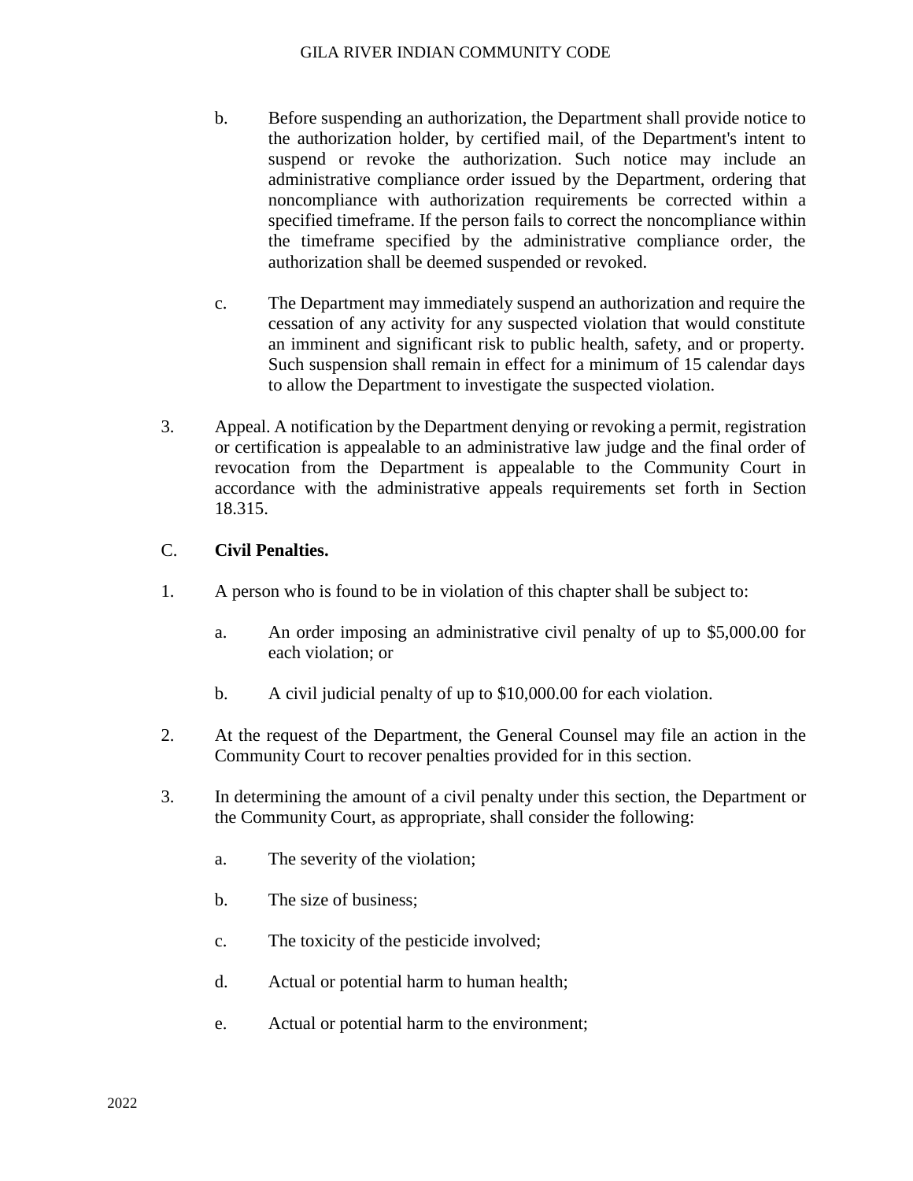b. Before suspending an authorization, the Department shall provide notice to the authorization holder, by certified mail, of the Department's intent to suspend or revoke the authorization. Such notice may include an administrative compliance order issued by the Department, ordering that noncompliance with authorization requirements be corrected within a specified timeframe. If the person fails to correct the noncompliance within the timeframe specified by the administrative compliance order, the authorization shall be deemed suspended or revoked.

c. The Department may immediately suspend an authorization and require the cessation of any activity for any suspected violation that would constitute an imminent and significant risk to public health, safety, and or property. Such suspension shall remain in effect for a minimum of 15 calendar days to allow the Department to investigate the suspected violation.

3. Appeal. A notification by the Department denying or revoking a permit, registration or certification is appealable to an administrative law judge and the final order of revocation from the Department is appealable to the Community Court in accordance with the administrative appeals requirements set forth in Section 18.315.

C. **Civil Penalties.**

1. A person who is found to be in violation of this chapter shall be subject to:

   a. An order imposing an administrative civil penalty of up to $5,000.00 for each violation; or

   b. A civil judicial penalty of up to $10,000.00 for each violation.

2. At the request of the Department, the General Counsel may file an action in the Community Court to recover penalties provided for in this section.

3. In determining the amount of a civil penalty under this section, the Department or the Community Court, as appropriate, shall consider the following:

   a. The severity of the violation;

   b. The size of business;

   c. The toxicity of the pesticide involved;

   d. Actual or potential harm to human health;

   e. Actual or potential harm to the environment;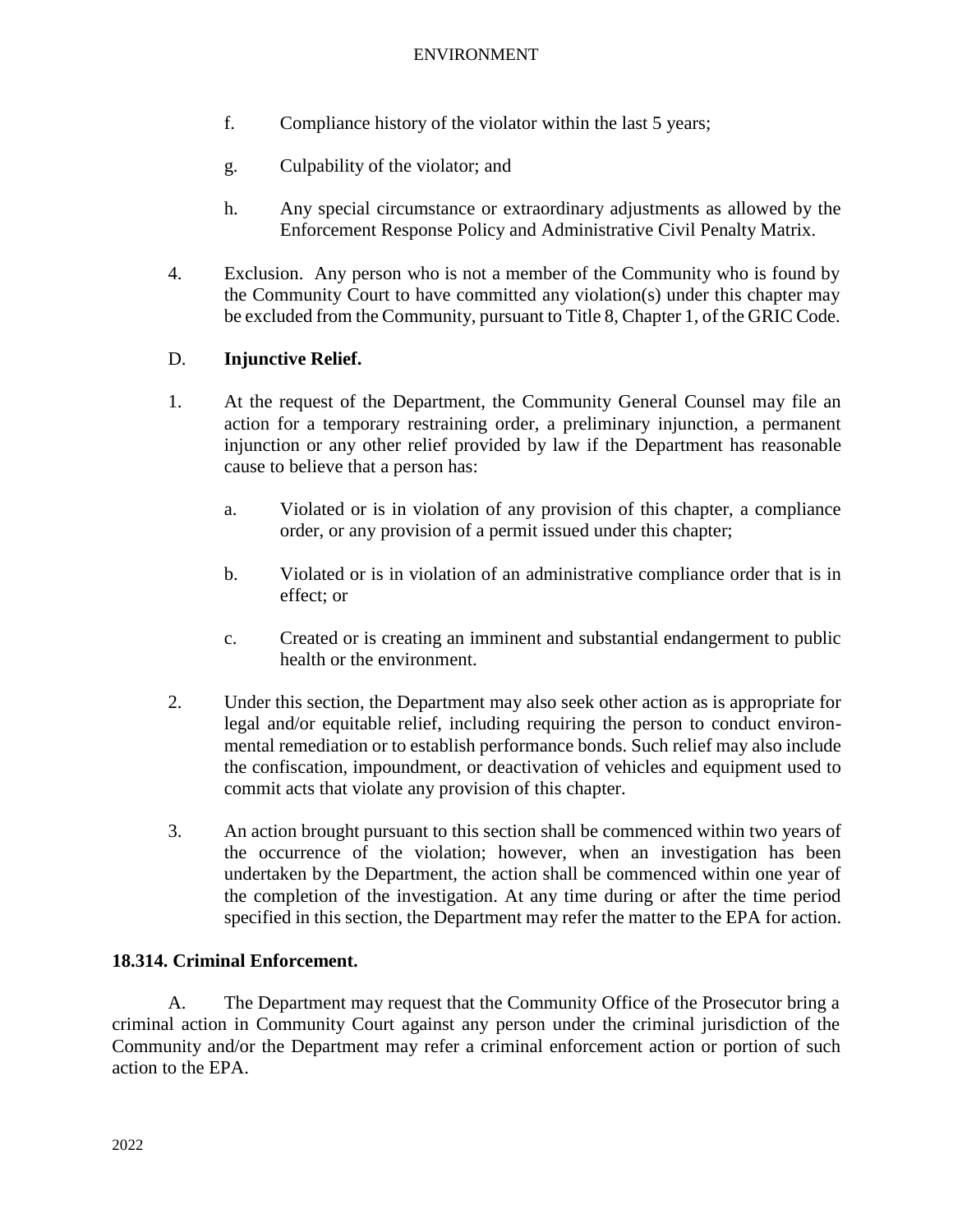f. Compliance history of the violator within the last 5 years;

g. Culpability of the violator; and

h. Any special circumstance or extraordinary adjustments as allowed by the Enforcement Response Policy and Administrative Civil Penalty Matrix.

4. Exclusion. Any person who is not a member of the Community who is found by the Community Court to have committed any violation(s) under this chapter may be excluded from the Community, pursuant to Title 8, Chapter 1, of the GRIC Code.

D. **Injunctive Relief.**

1. At the request of the Department, the Community General Counsel may file an action for a temporary restraining order, a preliminary injunction, a permanent injunction or any other relief provided by law if the Department has reasonable cause to believe that a person has:

   a. Violated or is in violation of any provision of this chapter, a compliance order, or any provision of a permit issued under this chapter;

   b. Violated or is in violation of an administrative compliance order that is in effect; or

   c. Created or is creating an imminent and substantial endangerment to public health or the environment.

2. Under this section, the Department may also seek other action as is appropriate for legal and/or equitable relief, including requiring the person to conduct environmental remediation or to establish performance bonds. Such relief may also include the confiscation, impoundment, or deactivation of vehicles and equipment used to commit acts that violate any provision of this chapter.

3. An action brought pursuant to this section shall be commenced within two years of the occurrence of the violation; however, when an investigation has been undertaken by the Department, the action shall be commenced within one year of the completion of the investigation. At any time during or after the time period specified in this section, the Department may refer the matter to the EPA for action.

**18.314. Criminal Enforcement.**

A. The Department may request that the Community Office of the Prosecutor bring a criminal action in Community Court against any person under the criminal jurisdiction of the Community and/or the Department may refer a criminal enforcement action or portion of such action to the EPA.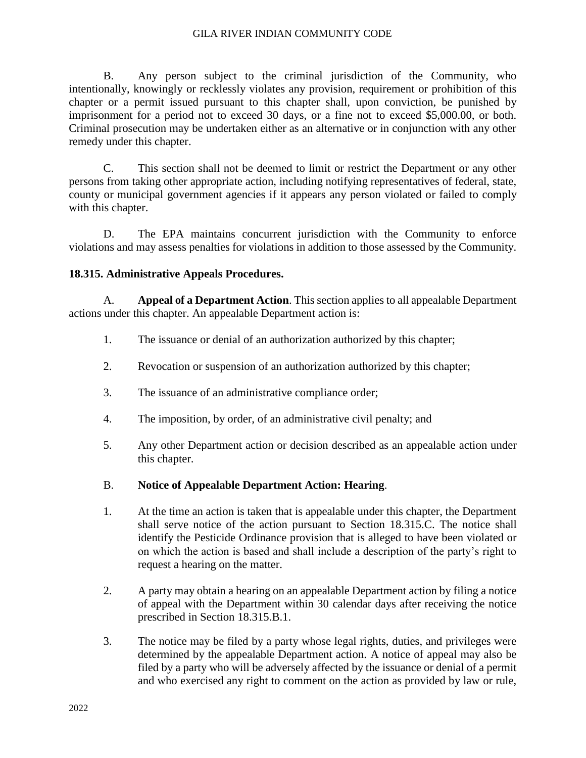B. Any person subject to the criminal jurisdiction of the Community, who intentionally, knowingly or recklessly violates any provision, requirement or prohibition of this chapter or a permit issued pursuant to this chapter shall, upon conviction, be punished by imprisonment for a period not to exceed 30 days, or a fine not to exceed $5,000.00, or both. Criminal prosecution may be undertaken either as an alternative or in conjunction with any other remedy under this chapter.

C. This section shall not be deemed to limit or restrict the Department or any other persons from taking other appropriate action, including notifying representatives of federal, state, county or municipal government agencies if it appears any person violated or failed to comply with this chapter.

D. The EPA maintains concurrent jurisdiction with the Community to enforce violations and may assess penalties for violations in addition to those assessed by the Community.

**18.315. Administrative Appeals Procedures.**

A. **Appeal of a Department Action**. This section applies to all appealable Department actions under this chapter. An appealable Department action is:

1. The issuance or denial of an authorization authorized by this chapter;
2. Revocation or suspension of an authorization authorized by this chapter;
3. The issuance of an administrative compliance order;
4. The imposition, by order, of an administrative civil penalty; and
5. Any other Department action or decision described as an appealable action under this chapter.

B. **Notice of Appealable Department Action: Hearing**.

1. At the time an action is taken that is appealable under this chapter, the Department shall serve notice of the action pursuant to Section 18.315.C. The notice shall identify the Pesticide Ordinance provision that is alleged to have been violated or on which the action is based and shall include a description of the party's right to request a hearing on the matter.
2. A party may obtain a hearing on an appealable Department action by filing a notice of appeal with the Department within 30 calendar days after receiving the notice prescribed in Section 18.315.B.1.
3. The notice may be filed by a party whose legal rights, duties, and privileges were determined by the appealable Department action. A notice of appeal may also be filed by a party who will be adversely affected by the issuance or denial of a permit and who exercised any right to comment on the action as provided by law or rule,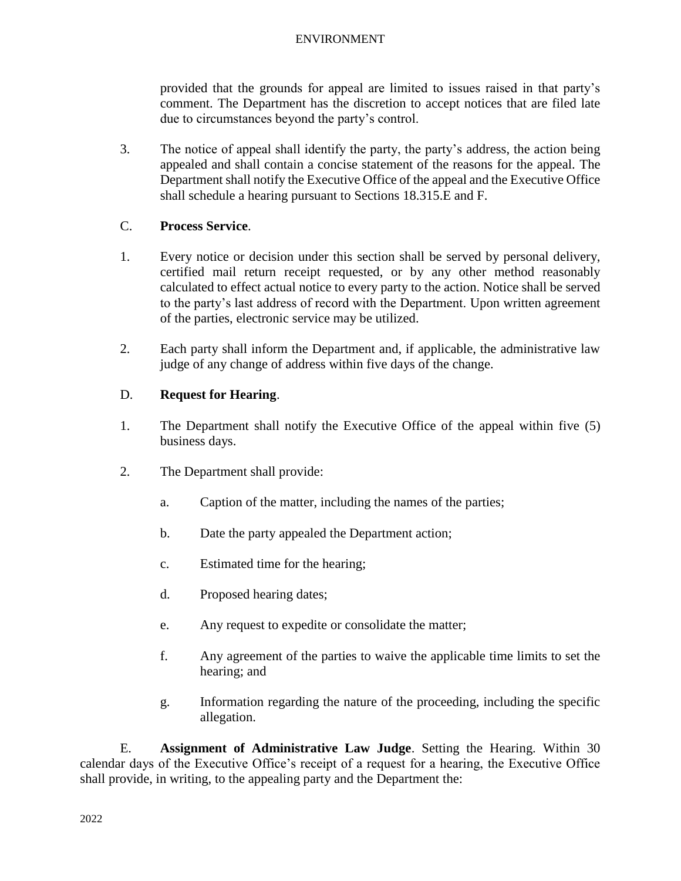provided that the grounds for appeal are limited to issues raised in that party's comment. The Department has the discretion to accept notices that are filed late due to circumstances beyond the party's control.

3. The notice of appeal shall identify the party, the party's address, the action being appealed and shall contain a concise statement of the reasons for the appeal. The Department shall notify the Executive Office of the appeal and the Executive Office shall schedule a hearing pursuant to Sections 18.315.E and F.

C. **Process Service**.

1. Every notice or decision under this section shall be served by personal delivery, certified mail return receipt requested, or by any other method reasonably calculated to effect actual notice to every party to the action. Notice shall be served to the party's last address of record with the Department. Upon written agreement of the parties, electronic service may be utilized.

2. Each party shall inform the Department and, if applicable, the administrative law judge of any change of address within five days of the change.

D. **Request for Hearing**.

1. The Department shall notify the Executive Office of the appeal within five (5) business days.

2. The Department shall provide:

   a. Caption of the matter, including the names of the parties;

   b. Date the party appealed the Department action;

   c. Estimated time for the hearing;

   d. Proposed hearing dates;

   e. Any request to expedite or consolidate the matter;

   f. Any agreement of the parties to waive the applicable time limits to set the hearing; and

   g. Information regarding the nature of the proceeding, including the specific allegation.

E. **Assignment of Administrative Law Judge**. Setting the Hearing. Within 30 calendar days of the Executive Office's receipt of a request for a hearing, the Executive Office shall provide, in writing, to the appealing party and the Department the: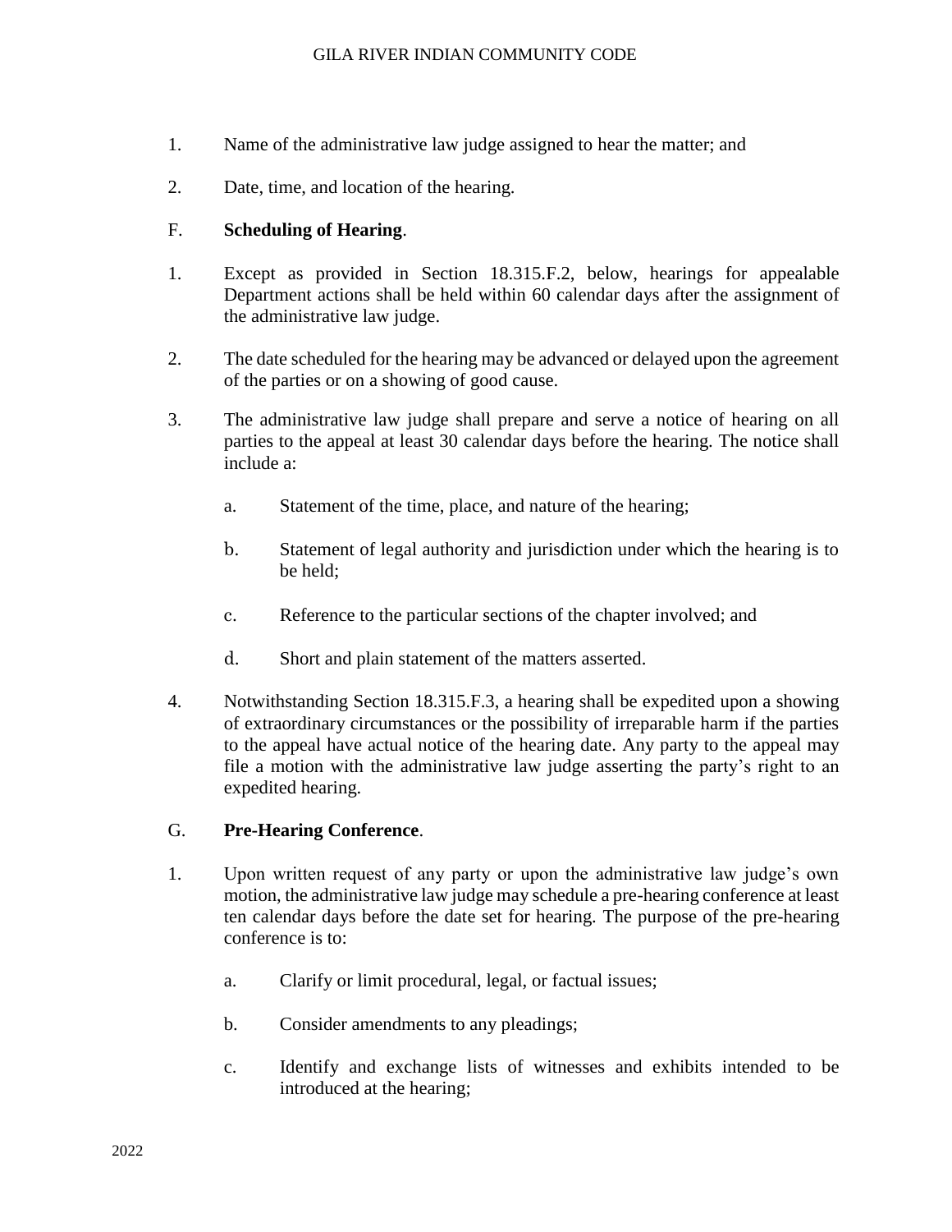1. Name of the administrative law judge assigned to hear the matter; and

2. Date, time, and location of the hearing.

F. **Scheduling of Hearing**.

1. Except as provided in Section 18.315.F.2, below, hearings for appealable Department actions shall be held within 60 calendar days after the assignment of the administrative law judge.

2. The date scheduled for the hearing may be advanced or delayed upon the agreement of the parties or on a showing of good cause.

3. The administrative law judge shall prepare and serve a notice of hearing on all parties to the appeal at least 30 calendar days before the hearing. The notice shall include a:

   a. Statement of the time, place, and nature of the hearing;

   b. Statement of legal authority and jurisdiction under which the hearing is to be held;

   c. Reference to the particular sections of the chapter involved; and

   d. Short and plain statement of the matters asserted.

4. Notwithstanding Section 18.315.F.3, a hearing shall be expedited upon a showing of extraordinary circumstances or the possibility of irreparable harm if the parties to the appeal have actual notice of the hearing date. Any party to the appeal may file a motion with the administrative law judge asserting the party's right to an expedited hearing.

G. **Pre-Hearing Conference**.

1. Upon written request of any party or upon the administrative law judge's own motion, the administrative law judge may schedule a pre-hearing conference at least ten calendar days before the date set for hearing. The purpose of the pre-hearing conference is to:

   a. Clarify or limit procedural, legal, or factual issues;

   b. Consider amendments to any pleadings;

   c. Identify and exchange lists of witnesses and exhibits intended to be introduced at the hearing;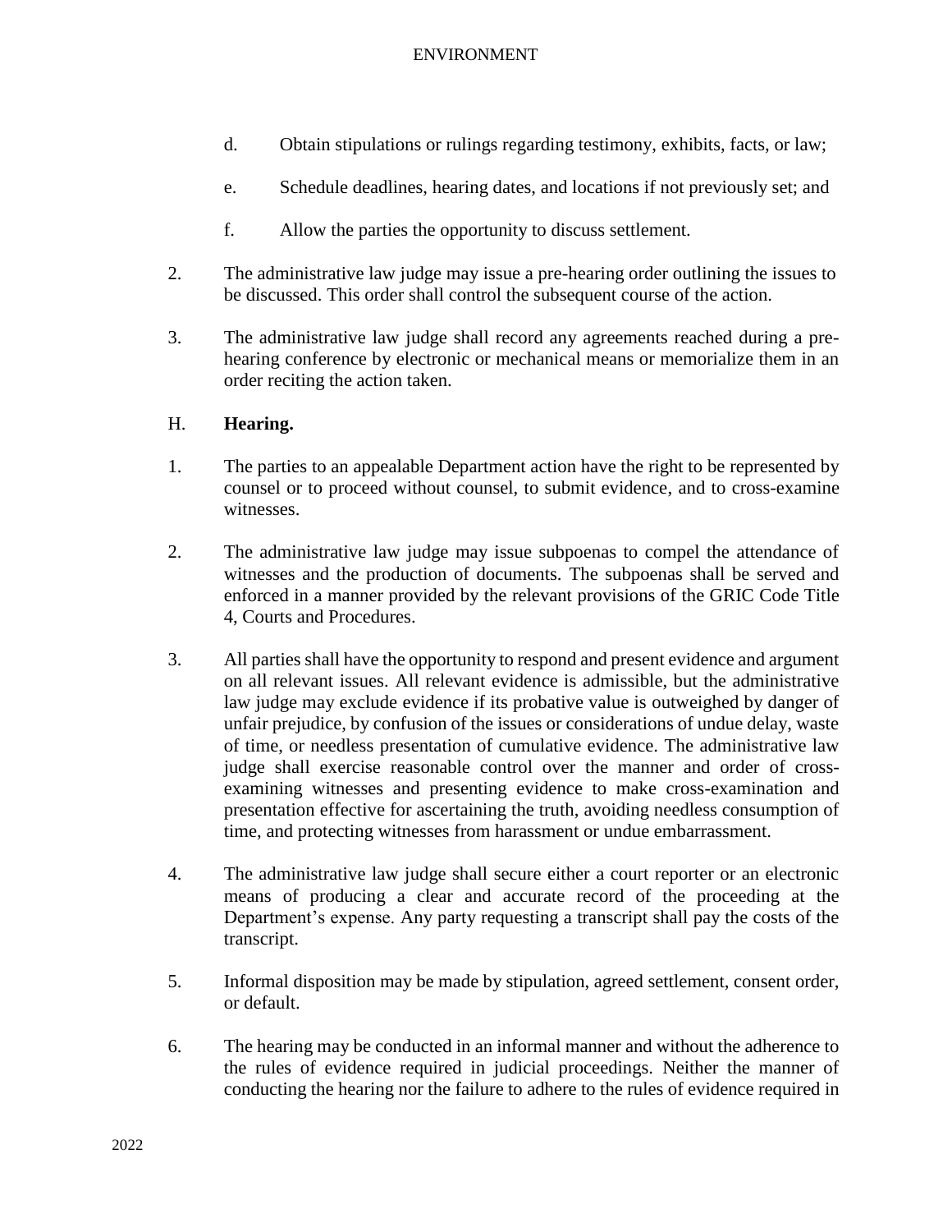d. Obtain stipulations or rulings regarding testimony, exhibits, facts, or law;

e. Schedule deadlines, hearing dates, and locations if not previously set; and

f. Allow the parties the opportunity to discuss settlement.

2. The administrative law judge may issue a pre-hearing order outlining the issues to be discussed. This order shall control the subsequent course of the action.

3. The administrative law judge shall record any agreements reached during a pre-hearing conference by electronic or mechanical means or memorialize them in an order reciting the action taken.

H. **Hearing.**

1. The parties to an appealable Department action have the right to be represented by counsel or to proceed without counsel, to submit evidence, and to cross-examine witnesses.

2. The administrative law judge may issue subpoenas to compel the attendance of witnesses and the production of documents. The subpoenas shall be served and enforced in a manner provided by the relevant provisions of the GRIC Code Title 4, Courts and Procedures.

3. All parties shall have the opportunity to respond and present evidence and argument on all relevant issues. All relevant evidence is admissible, but the administrative law judge may exclude evidence if its probative value is outweighed by danger of unfair prejudice, by confusion of the issues or considerations of undue delay, waste of time, or needless presentation of cumulative evidence. The administrative law judge shall exercise reasonable control over the manner and order of cross-examining witnesses and presenting evidence to make cross-examination and presentation effective for ascertaining the truth, avoiding needless consumption of time, and protecting witnesses from harassment or undue embarrassment.

4. The administrative law judge shall secure either a court reporter or an electronic means of producing a clear and accurate record of the proceeding at the Department's expense. Any party requesting a transcript shall pay the costs of the transcript.

5. Informal disposition may be made by stipulation, agreed settlement, consent order, or default.

6. The hearing may be conducted in an informal manner and without the adherence to the rules of evidence required in judicial proceedings. Neither the manner of conducting the hearing nor the failure to adhere to the rules of evidence required in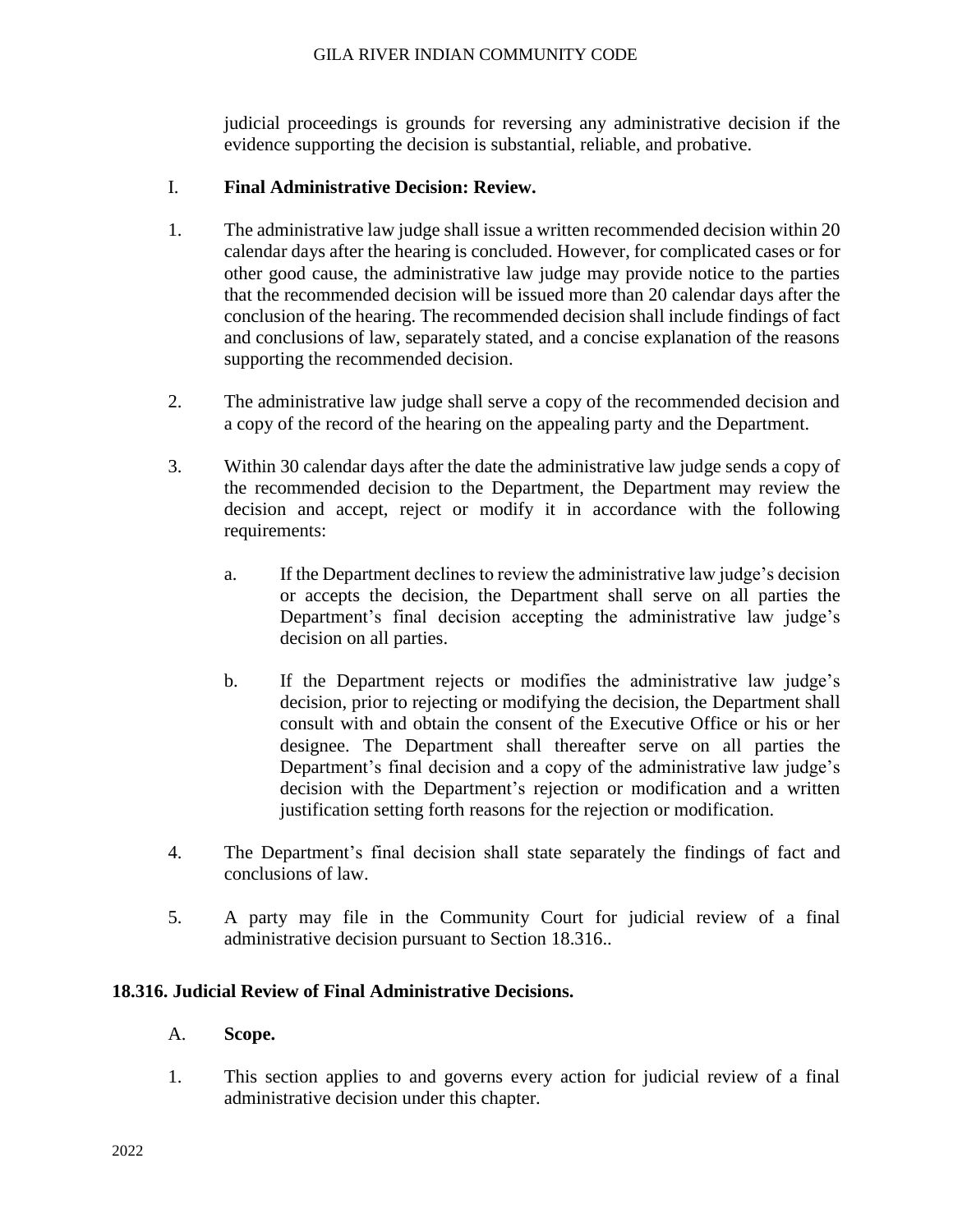judicial proceedings is grounds for reversing any administrative decision if the evidence supporting the decision is substantial, reliable, and probative.

I. **Final Administrative Decision: Review.**

1. The administrative law judge shall issue a written recommended decision within 20 calendar days after the hearing is concluded. However, for complicated cases or for other good cause, the administrative law judge may provide notice to the parties that the recommended decision will be issued more than 20 calendar days after the conclusion of the hearing. The recommended decision shall include findings of fact and conclusions of law, separately stated, and a concise explanation of the reasons supporting the recommended decision.

2. The administrative law judge shall serve a copy of the recommended decision and a copy of the record of the hearing on the appealing party and the Department.

3. Within 30 calendar days after the date the administrative law judge sends a copy of the recommended decision to the Department, the Department may review the decision and accept, reject or modify it in accordance with the following requirements:

   a. If the Department declines to review the administrative law judge's decision or accepts the decision, the Department shall serve on all parties the Department's final decision accepting the administrative law judge's decision on all parties.

   b. If the Department rejects or modifies the administrative law judge's decision, prior to rejecting or modifying the decision, the Department shall consult with and obtain the consent of the Executive Office or his or her designee. The Department shall thereafter serve on all parties the Department's final decision and a copy of the administrative law judge's decision with the Department's rejection or modification and a written justification setting forth reasons for the rejection or modification.

4. The Department's final decision shall state separately the findings of fact and conclusions of law.

5. A party may file in the Community Court for judicial review of a final administrative decision pursuant to Section 18.316..

**18.316. Judicial Review of Final Administrative Decisions.**

A. **Scope.**

1. This section applies to and governs every action for judicial review of a final administrative decision under this chapter.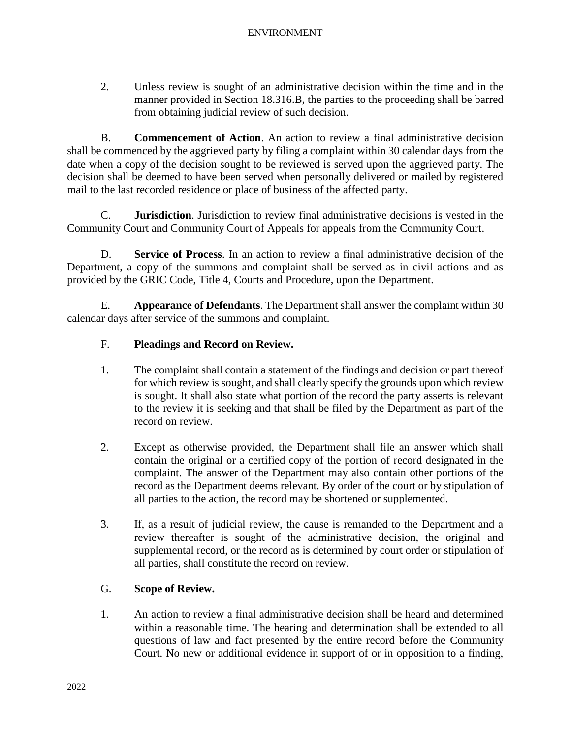2. Unless review is sought of an administrative decision within the time and in the manner provided in Section 18.316.B, the parties to the proceeding shall be barred from obtaining judicial review of such decision.

B. **Commencement of Action**. An action to review a final administrative decision shall be commenced by the aggrieved party by filing a complaint within 30 calendar days from the date when a copy of the decision sought to be reviewed is served upon the aggrieved party. The decision shall be deemed to have been served when personally delivered or mailed by registered mail to the last recorded residence or place of business of the affected party.

C. **Jurisdiction**. Jurisdiction to review final administrative decisions is vested in the Community Court and Community Court of Appeals for appeals from the Community Court.

D. **Service of Process**. In an action to review a final administrative decision of the Department, a copy of the summons and complaint shall be served as in civil actions and as provided by the GRIC Code, Title 4, Courts and Procedure, upon the Department.

E. **Appearance of Defendants**. The Department shall answer the complaint within 30 calendar days after service of the summons and complaint.

F. **Pleadings and Record on Review.**

1. The complaint shall contain a statement of the findings and decision or part thereof for which review is sought, and shall clearly specify the grounds upon which review is sought. It shall also state what portion of the record the party asserts is relevant to the review it is seeking and that shall be filed by the Department as part of the record on review.

2. Except as otherwise provided, the Department shall file an answer which shall contain the original or a certified copy of the portion of record designated in the complaint. The answer of the Department may also contain other portions of the record as the Department deems relevant. By order of the court or by stipulation of all parties to the action, the record may be shortened or supplemented.

3. If, as a result of judicial review, the cause is remanded to the Department and a review thereafter is sought of the administrative decision, the original and supplemental record, or the record as is determined by court order or stipulation of all parties, shall constitute the record on review.

G. **Scope of Review.**

1. An action to review a final administrative decision shall be heard and determined within a reasonable time. The hearing and determination shall be extended to all questions of law and fact presented by the entire record before the Community Court. No new or additional evidence in support of or in opposition to a finding,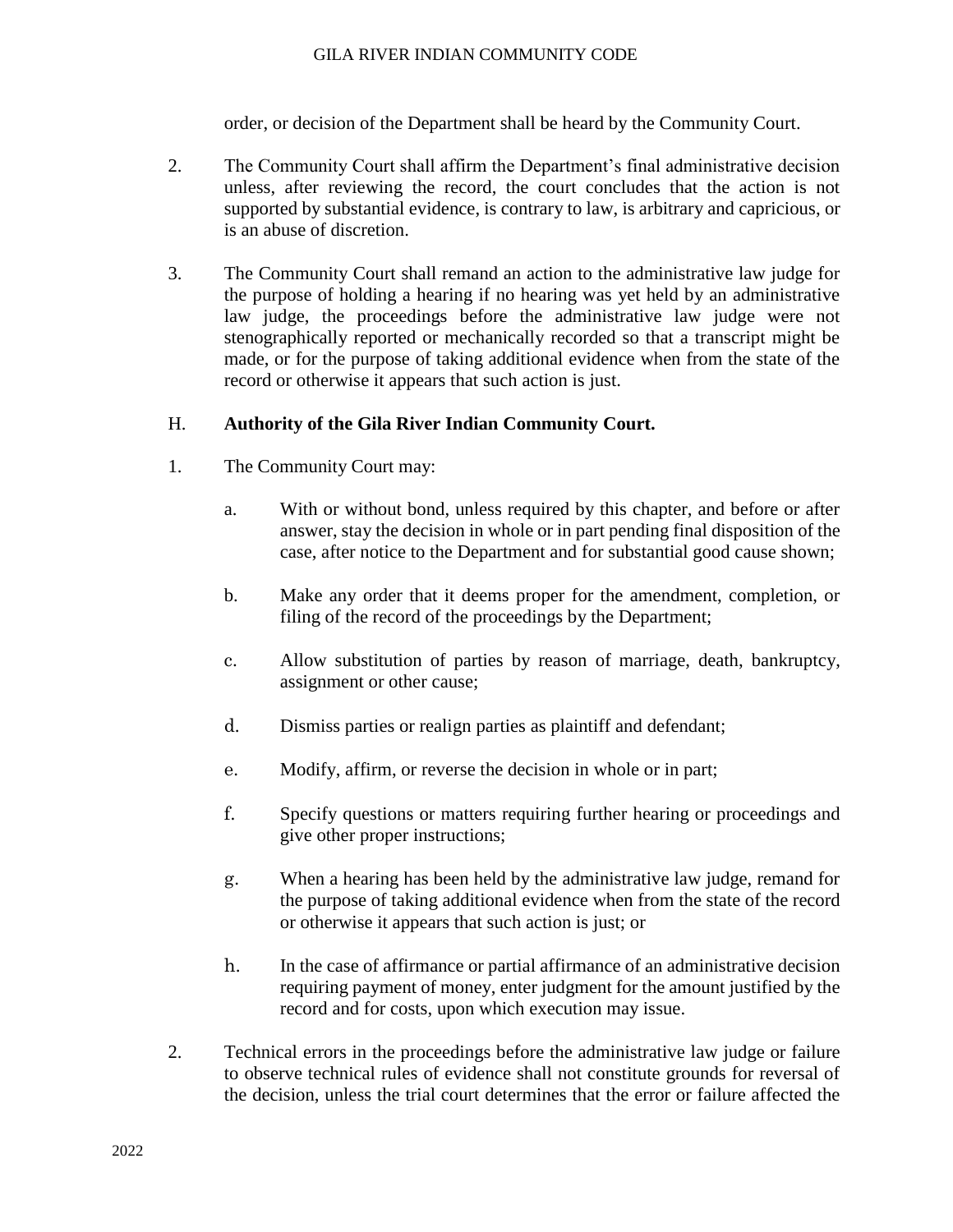order, or decision of the Department shall be heard by the Community Court.

2. The Community Court shall affirm the Department's final administrative decision unless, after reviewing the record, the court concludes that the action is not supported by substantial evidence, is contrary to law, is arbitrary and capricious, or is an abuse of discretion.

3. The Community Court shall remand an action to the administrative law judge for the purpose of holding a hearing if no hearing was yet held by an administrative law judge, the proceedings before the administrative law judge were not stenographically reported or mechanically recorded so that a transcript might be made, or for the purpose of taking additional evidence when from the state of the record or otherwise it appears that such action is just.

H. **Authority of the Gila River Indian Community Court.**

1. The Community Court may:

   a. With or without bond, unless required by this chapter, and before or after answer, stay the decision in whole or in part pending final disposition of the case, after notice to the Department and for substantial good cause shown;

   b. Make any order that it deems proper for the amendment, completion, or filing of the record of the proceedings by the Department;

   c. Allow substitution of parties by reason of marriage, death, bankruptcy, assignment or other cause;

   d. Dismiss parties or realign parties as plaintiff and defendant;

   e. Modify, affirm, or reverse the decision in whole or in part;

   f. Specify questions or matters requiring further hearing or proceedings and give other proper instructions;

   g. When a hearing has been held by the administrative law judge, remand for the purpose of taking additional evidence when from the state of the record or otherwise it appears that such action is just; or

   h. In the case of affirmance or partial affirmance of an administrative decision requiring payment of money, enter judgment for the amount justified by the record and for costs, upon which execution may issue.

2. Technical errors in the proceedings before the administrative law judge or failure to observe technical rules of evidence shall not constitute grounds for reversal of the decision, unless the trial court determines that the error or failure affected the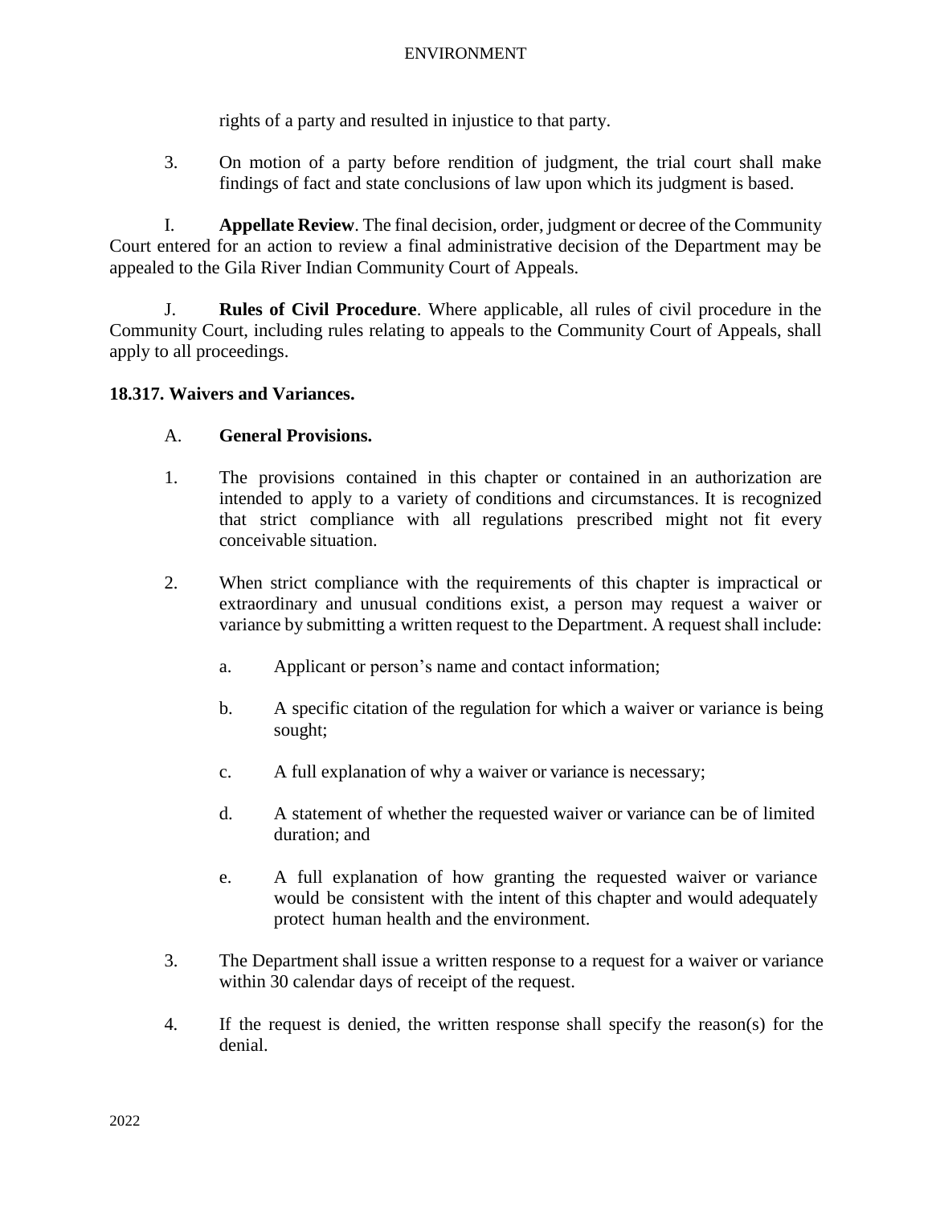rights of a party and resulted in injustice to that party.

3. On motion of a party before rendition of judgment, the trial court shall make findings of fact and state conclusions of law upon which its judgment is based.

I. **Appellate Review**. The final decision, order, judgment or decree of the Community Court entered for an action to review a final administrative decision of the Department may be appealed to the Gila River Indian Community Court of Appeals.

J. **Rules of Civil Procedure**. Where applicable, all rules of civil procedure in the Community Court, including rules relating to appeals to the Community Court of Appeals, shall apply to all proceedings.

**18.317. Waivers and Variances.**

A. **General Provisions.**

1. The provisions contained in this chapter or contained in an authorization are intended to apply to a variety of conditions and circumstances. It is recognized that strict compliance with all regulations prescribed might not fit every conceivable situation.

2. When strict compliance with the requirements of this chapter is impractical or extraordinary and unusual conditions exist, a person may request a waiver or variance by submitting a written request to the Department. A request shall include:

   a. Applicant or person's name and contact information;

   b. A specific citation of the regulation for which a waiver or variance is being sought;

   c. A full explanation of why a waiver or variance is necessary;

   d. A statement of whether the requested waiver or variance can be of limited duration; and

   e. A full explanation of how granting the requested waiver or variance would be consistent with the intent of this chapter and would adequately protect human health and the environment.

3. The Department shall issue a written response to a request for a waiver or variance within 30 calendar days of receipt of the request.

4. If the request is denied, the written response shall specify the reason(s) for the denial.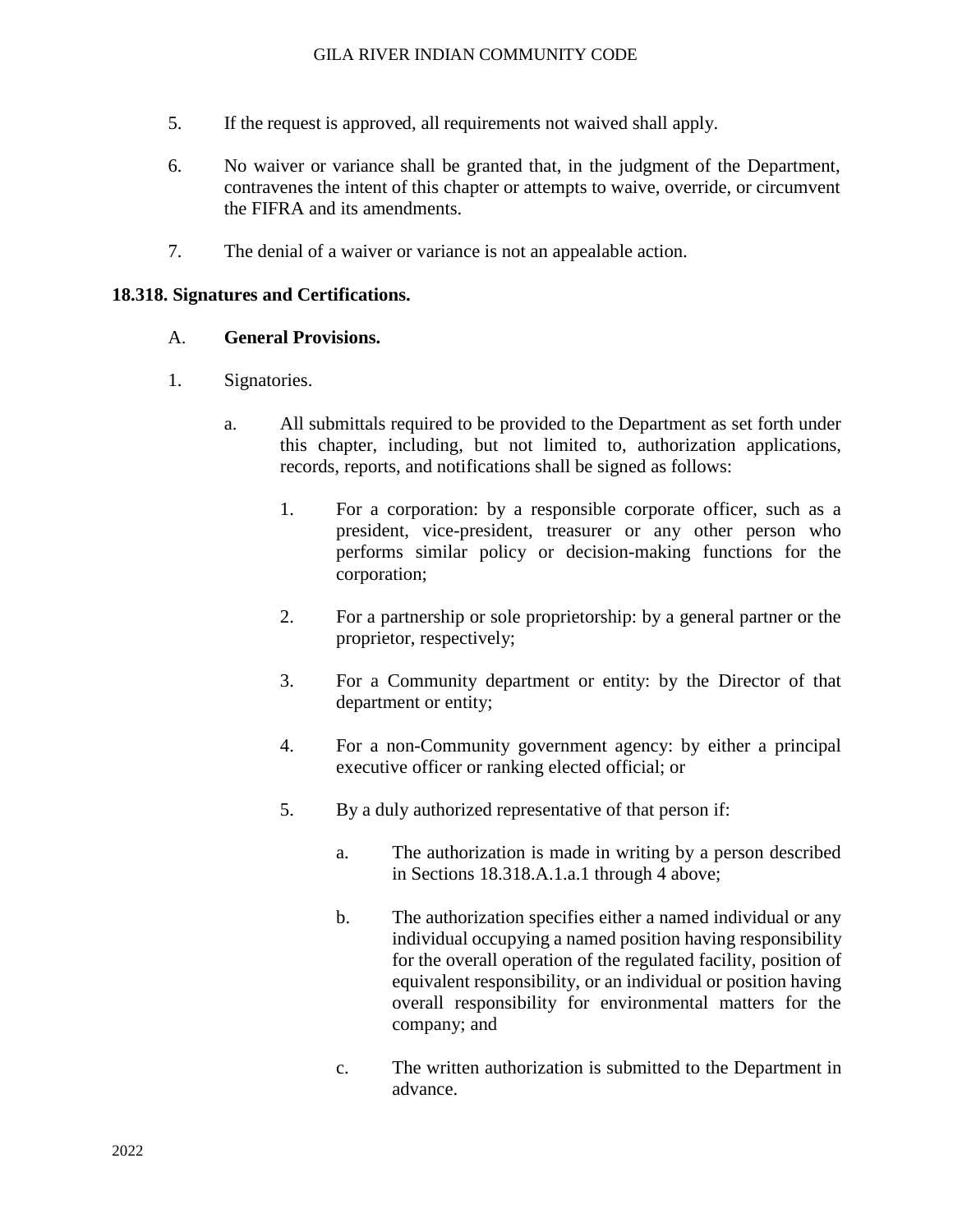5. If the request is approved, all requirements not waived shall apply.

6. No waiver or variance shall be granted that, in the judgment of the Department, contravenes the intent of this chapter or attempts to waive, override, or circumvent the FIFRA and its amendments.

7. The denial of a waiver or variance is not an appealable action.

**18.318. Signatures and Certifications.**

A. **General Provisions.**

1. Signatories.

   a. All submittals required to be provided to the Department as set forth under this chapter, including, but not limited to, authorization applications, records, reports, and notifications shall be signed as follows:

      1. For a corporation: by a responsible corporate officer, such as a president, vice-president, treasurer or any other person who performs similar policy or decision-making functions for the corporation;

      2. For a partnership or sole proprietorship: by a general partner or the proprietor, respectively;

      3. For a Community department or entity: by the Director of that department or entity;

      4. For a non-Community government agency: by either a principal executive officer or ranking elected official; or

      5. By a duly authorized representative of that person if:

         a. The authorization is made in writing by a person described in Sections 18.318.A.1.a.1 through 4 above;

         b. The authorization specifies either a named individual or any individual occupying a named position having responsibility for the overall operation of the regulated facility, position of equivalent responsibility, or an individual or position having overall responsibility for environmental matters for the company; and

         c. The written authorization is submitted to the Department in advance.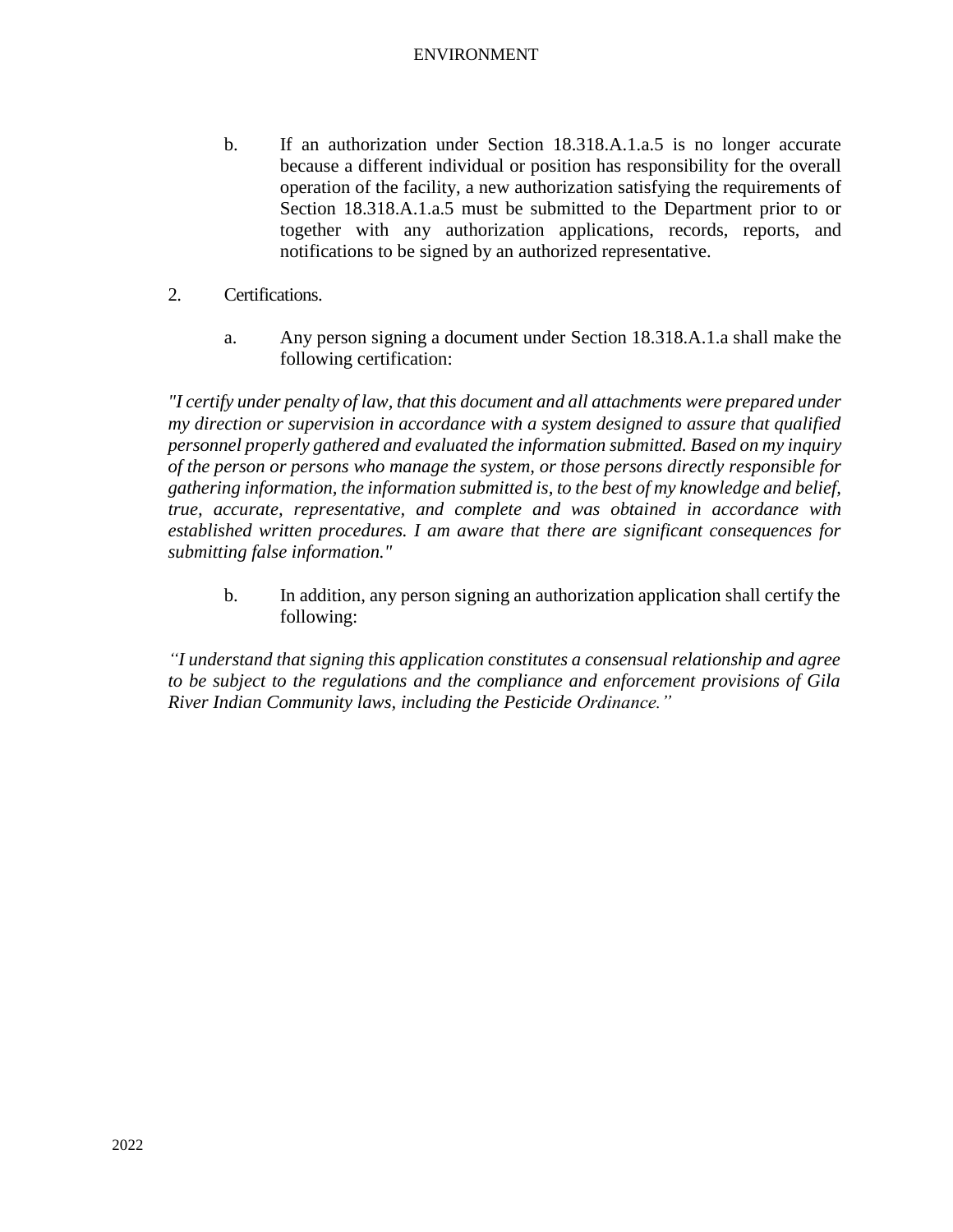b. If an authorization under Section 18.318.A.1.a.5 is no longer accurate because a different individual or position has responsibility for the overall operation of the facility, a new authorization satisfying the requirements of Section 18.318.A.1.a.5 must be submitted to the Department prior to or together with any authorization applications, records, reports, and notifications to be signed by an authorized representative.

2. Certifications.

a. Any person signing a document under Section 18.318.A.1.a shall make the following certification:

*"I certify under penalty of law, that this document and all attachments were prepared under my direction or supervision in accordance with a system designed to assure that qualified personnel properly gathered and evaluated the information submitted. Based on my inquiry of the person or persons who manage the system, or those persons directly responsible for gathering information, the information submitted is, to the best of my knowledge and belief, true, accurate, representative, and complete and was obtained in accordance with established written procedures. I am aware that there are significant consequences for submitting false information."*

b. In addition, any person signing an authorization application shall certify the following:

*"I understand that signing this application constitutes a consensual relationship and agree to be subject to the regulations and the compliance and enforcement provisions of Gila River Indian Community laws, including the Pesticide Ordinance."*